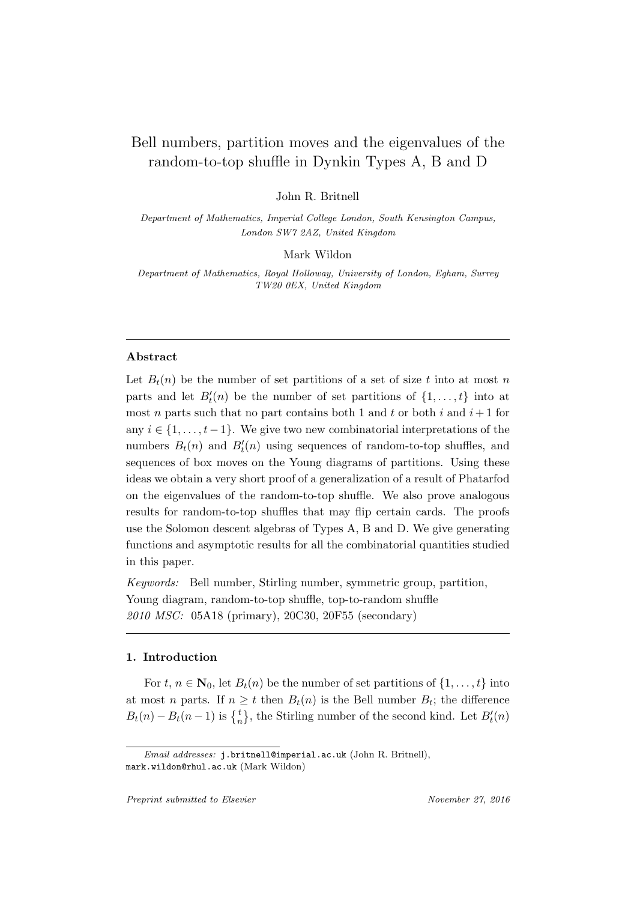# Bell numbers, partition moves and the eigenvalues of the random-to-top shuffle in Dynkin Types A, B and D

John R. Britnell

*Department of Mathematics, Imperial College London, South Kensington Campus, London SW7 2AZ, United Kingdom*

Mark Wildon

*Department of Mathematics, Royal Holloway, University of London, Egham, Surrey TW20 0EX, United Kingdom*

---

## Abstract

Let $B_t(n)$ be the number of set partitions of a set of size $t$ into at most $n$ parts and let $B'_t(n)$ be the number of set partitions of $\{1, \ldots, t\}$ into at most $n$ parts such that no part contains both 1 and $t$ or both $i$ and $i+1$ for any $i \in \{1, \ldots, t-1\}$. We give two new combinatorial interpretations of the numbers $B_t(n)$ and $B'_t(n)$ using sequences of random-to-top shuffles, and sequences of box moves on the Young diagrams of partitions. Using these ideas we obtain a very short proof of a generalization of a result of Phatarfod on the eigenvalues of the random-to-top shuffle. We also prove analogous results for random-to-top shuffles that may flip certain cards. The proofs use the Solomon descent algebras of Types A, B and D. We give generating functions and asymptotic results for all the combinatorial quantities studied in this paper.

*Keywords:* Bell number, Stirling number, symmetric group, partition, Young diagram, random-to-top shuffle, top-to-random shuffle
*2010 MSC:* 05A18 (primary), 20C30, 20F55 (secondary)

---

## 1. Introduction

For $t, n \in \mathbf{N}_0$, let $B_t(n)$ be the number of set partitions of $\{1, \ldots, t\}$ into at most $n$ parts. If $n \geq t$ then $B_t(n)$ is the Bell number $B_t$; the difference $B_t(n) - B_t(n-1)$ is $\left\{ {t \atop n} \right\}$, the Stirling number of the second kind. Let $B'_t(n)$

---

*Email addresses:* `j.britnell@imperial.ac.uk` (John R. Britnell), `mark.wildon@rhul.ac.uk` (Mark Wildon)

*Preprint submitted to Elsevier* *November 27, 2016*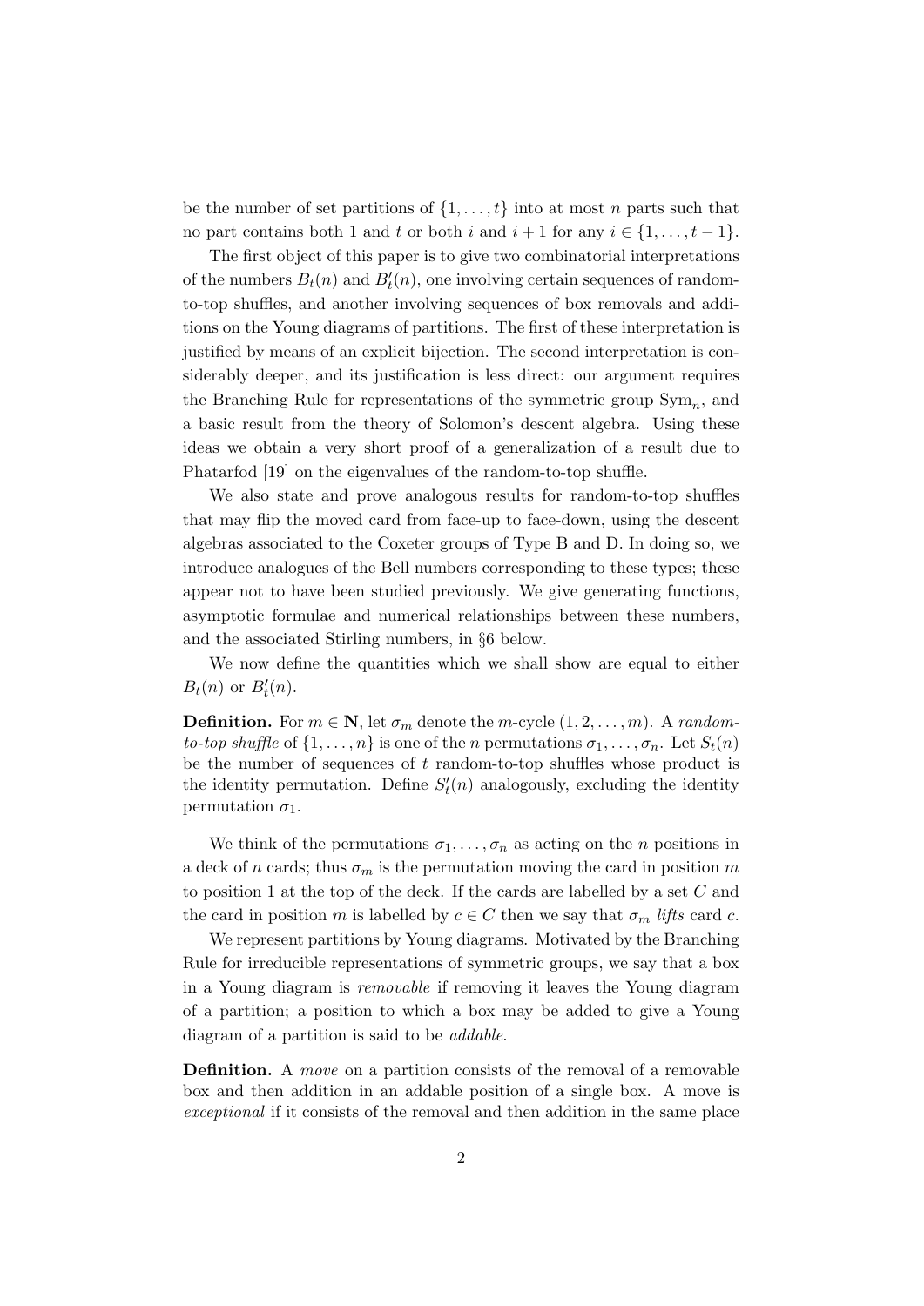be the number of set partitions of $\{1, \ldots, t\}$ into at most $n$ parts such that no part contains both 1 and $t$ or both $i$ and $i+1$ for any $i \in \{1, \ldots, t-1\}$.

The first object of this paper is to give two combinatorial interpretations of the numbers $B_t(n)$ and $B'_t(n)$, one involving certain sequences of random-to-top shuffles, and another involving sequences of box removals and additions on the Young diagrams of partitions. The first of these interpretation is justified by means of an explicit bijection. The second interpretation is considerably deeper, and its justification is less direct: our argument requires the Branching Rule for representations of the symmetric group $\mathrm{Sym}_n$, and a basic result from the theory of Solomon's descent algebra. Using these ideas we obtain a very short proof of a generalization of a result due to Phatarfod [19] on the eigenvalues of the random-to-top shuffle.

We also state and prove analogous results for random-to-top shuffles that may flip the moved card from face-up to face-down, using the descent algebras associated to the Coxeter groups of Type B and D. In doing so, we introduce analogues of the Bell numbers corresponding to these types; these appear not to have been studied previously. We give generating functions, asymptotic formulae and numerical relationships between these numbers, and the associated Stirling numbers, in §6 below.

We now define the quantities which we shall show are equal to either $B_t(n)$ or $B'_t(n)$.

**Definition.** For $m \in \mathbf{N}$, let $\sigma_m$ denote the $m$-cycle $(1, 2, \ldots, m)$. A *random-to-top shuffle* of $\{1, \ldots, n\}$ is one of the $n$ permutations $\sigma_1, \ldots, \sigma_n$. Let $S_t(n)$ be the number of sequences of $t$ random-to-top shuffles whose product is the identity permutation. Define $S'_t(n)$ analogously, excluding the identity permutation $\sigma_1$.

We think of the permutations $\sigma_1, \ldots, \sigma_n$ as acting on the $n$ positions in a deck of $n$ cards; thus $\sigma_m$ is the permutation moving the card in position $m$ to position 1 at the top of the deck. If the cards are labelled by a set $C$ and the card in position $m$ is labelled by $c \in C$ then we say that $\sigma_m$ *lifts* card $c$.

We represent partitions by Young diagrams. Motivated by the Branching Rule for irreducible representations of symmetric groups, we say that a box in a Young diagram is *removable* if removing it leaves the Young diagram of a partition; a position to which a box may be added to give a Young diagram of a partition is said to be *addable*.

**Definition.** A *move* on a partition consists of the removal of a removable box and then addition in an addable position of a single box. A move is *exceptional* if it consists of the removal and then addition in the same place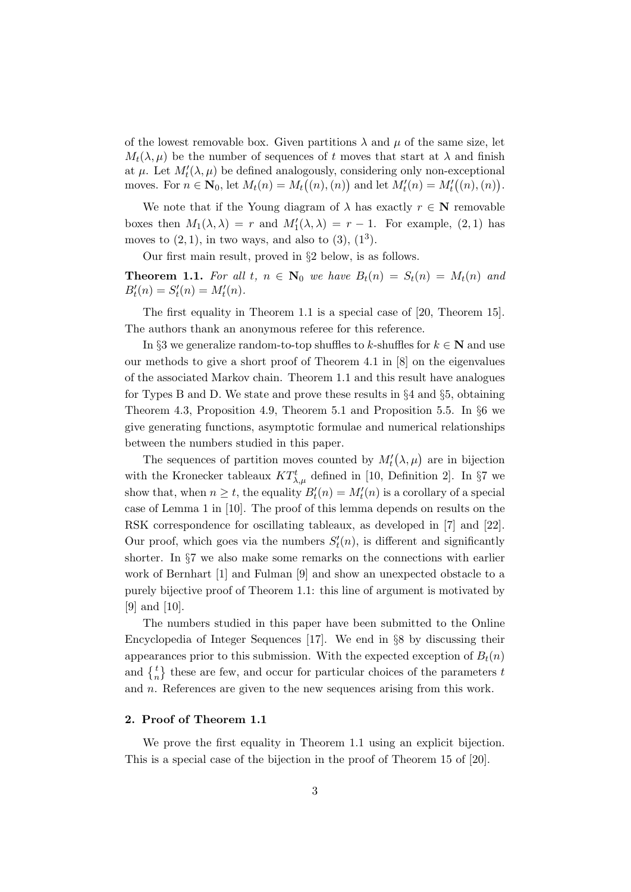of the lowest removable box. Given partitions $\lambda$ and $\mu$ of the same size, let $M_t(\lambda, \mu)$ be the number of sequences of $t$ moves that start at $\lambda$ and finish at $\mu$. Let $M'_t(\lambda, \mu)$ be defined analogously, considering only non-exceptional moves. For $n \in \mathbf{N}_0$, let $M_t(n) = M_t\big((n), (n)\big)$ and let $M'_t(n) = M'_t\big((n), (n)\big)$.

We note that if the Young diagram of $\lambda$ has exactly $r \in \mathbf{N}$ removable boxes then $M_1(\lambda, \lambda) = r$ and $M'_1(\lambda, \lambda) = r - 1$. For example, $(2, 1)$ has moves to $(2, 1)$, in two ways, and also to $(3)$, $(1^3)$.

Our first main result, proved in §2 below, is as follows.

**Theorem 1.1.** *For all $t$, $n \in \mathbf{N}_0$ we have $B_t(n) = S_t(n) = M_t(n)$ and $B'_t(n) = S'_t(n) = M'_t(n)$.*

The first equality in Theorem 1.1 is a special case of [20, Theorem 15]. The authors thank an anonymous referee for this reference.

In §3 we generalize random-to-top shuffles to $k$-shuffles for $k \in \mathbf{N}$ and use our methods to give a short proof of Theorem 4.1 in [8] on the eigenvalues of the associated Markov chain. Theorem 1.1 and this result have analogues for Types B and D. We state and prove these results in §4 and §5, obtaining Theorem 4.3, Proposition 4.9, Theorem 5.1 and Proposition 5.5. In §6 we give generating functions, asymptotic formulae and numerical relationships between the numbers studied in this paper.

The sequences of partition moves counted by $M'_t\big(\lambda, \mu\big)$ are in bijection with the Kronecker tableaux $KT^t_{\lambda,\mu}$ defined in [10, Definition 2]. In §7 we show that, when $n \geq t$, the equality $B'_t(n) = M'_t(n)$ is a corollary of a special case of Lemma 1 in [10]. The proof of this lemma depends on results on the RSK correspondence for oscillating tableaux, as developed in [7] and [22]. Our proof, which goes via the numbers $S'_t(n)$, is different and significantly shorter. In §7 we also make some remarks on the connections with earlier work of Bernhart [1] and Fulman [9] and show an unexpected obstacle to a purely bijective proof of Theorem 1.1: this line of argument is motivated by [9] and [10].

The numbers studied in this paper have been submitted to the Online Encyclopedia of Integer Sequences [17]. We end in §8 by discussing their appearances prior to this submission. With the expected exception of $B_t(n)$ and $\left\{ {t \atop n} \right\}$ these are few, and occur for particular choices of the parameters $t$ and $n$. References are given to the new sequences arising from this work.

## 2. Proof of Theorem 1.1

We prove the first equality in Theorem 1.1 using an explicit bijection. This is a special case of the bijection in the proof of Theorem 15 of [20].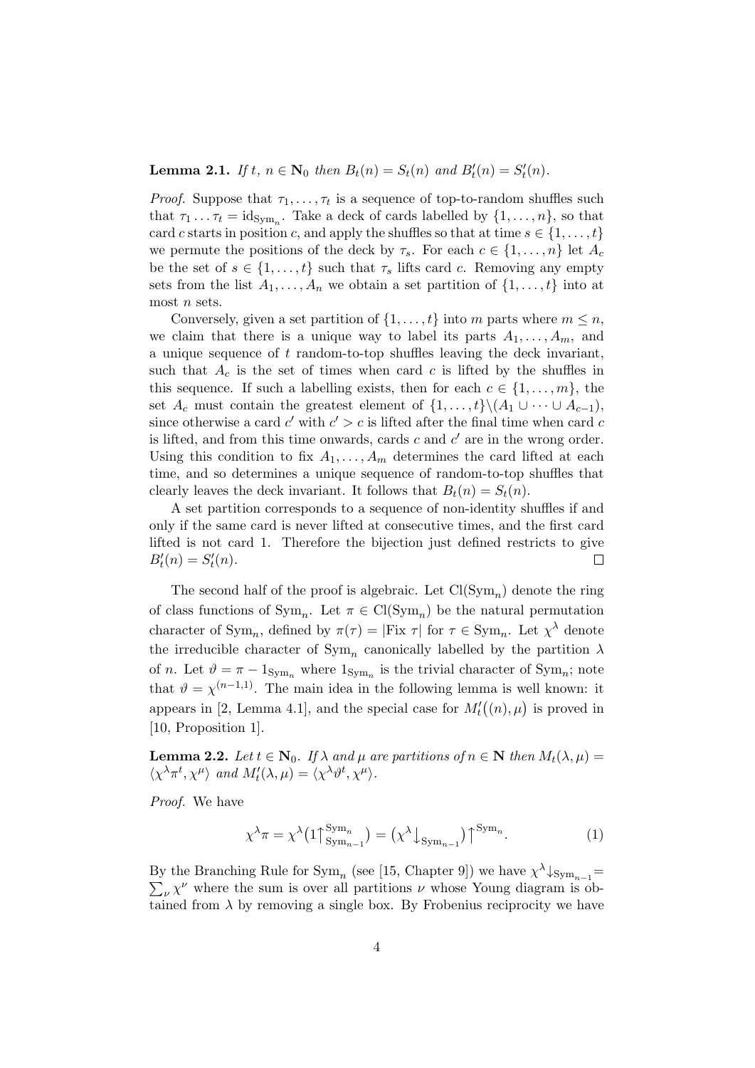**Lemma 2.1.** *If $t$, $n \in \mathbf{N}_0$ then $B_t(n) = S_t(n)$ and $B'_t(n) = S'_t(n)$.*

*Proof.* Suppose that $\tau_1, \ldots, \tau_t$ is a sequence of top-to-random shuffles such that $\tau_1 \ldots \tau_t = \mathrm{id}_{\mathrm{Sym}_n}$. Take a deck of cards labelled by $\{1, \ldots, n\}$, so that card $c$ starts in position $c$, and apply the shuffles so that at time $s \in \{1, \ldots, t\}$ we permute the positions of the deck by $\tau_s$. For each $c \in \{1, \ldots, n\}$ let $A_c$ be the set of $s \in \{1, \ldots, t\}$ such that $\tau_s$ lifts card $c$. Removing any empty sets from the list $A_1, \ldots, A_n$ we obtain a set partition of $\{1, \ldots, t\}$ into at most $n$ sets.

Conversely, given a set partition of $\{1, \ldots, t\}$ into $m$ parts where $m \leq n$, we claim that there is a unique way to label its parts $A_1, \ldots, A_m$, and a unique sequence of $t$ random-to-top shuffles leaving the deck invariant, such that $A_c$ is the set of times when card $c$ is lifted by the shuffles in this sequence. If such a labelling exists, then for each $c \in \{1, \ldots, m\}$, the set $A_c$ must contain the greatest element of $\{1, \ldots, t\} \backslash (A_1 \cup \cdots \cup A_{c-1})$, since otherwise a card $c'$ with $c' > c$ is lifted after the final time when card $c$ is lifted, and from this time onwards, cards $c$ and $c'$ are in the wrong order. Using this condition to fix $A_1, \ldots, A_m$ determines the card lifted at each time, and so determines a unique sequence of random-to-top shuffles that clearly leaves the deck invariant. It follows that $B_t(n) = S_t(n)$.

A set partition corresponds to a sequence of non-identity shuffles if and only if the same card is never lifted at consecutive times, and the first card lifted is not card 1. Therefore the bijection just defined restricts to give $B'_t(n) = S'_t(n)$. $\square$

The second half of the proof is algebraic. Let $\mathrm{Cl}(\mathrm{Sym}_n)$ denote the ring of class functions of $\mathrm{Sym}_n$. Let $\pi \in \mathrm{Cl}(\mathrm{Sym}_n)$ be the natural permutation character of $\mathrm{Sym}_n$, defined by $\pi(\tau) = |\mathrm{Fix}\ \tau|$ for $\tau \in \mathrm{Sym}_n$. Let $\chi^\lambda$ denote the irreducible character of $\mathrm{Sym}_n$ canonically labelled by the partition $\lambda$ of $n$. Let $\vartheta = \pi - 1_{\mathrm{Sym}_n}$ where $1_{\mathrm{Sym}_n}$ is the trivial character of $\mathrm{Sym}_n$; note that $\vartheta = \chi^{(n-1,1)}$. The main idea in the following lemma is well known: it appears in [2, Lemma 4.1], and the special case for $M'_t\big((n), \mu\big)$ is proved in [10, Proposition 1].

**Lemma 2.2.** *Let $t \in \mathbf{N}_0$. If $\lambda$ and $\mu$ are partitions of $n \in \mathbf{N}$ then $M_t(\lambda, \mu) = \langle \chi^\lambda \pi^t, \chi^\mu \rangle$ and $M'_t(\lambda, \mu) = \langle \chi^\lambda \vartheta^t, \chi^\mu \rangle$.*

*Proof.* We have

$$\chi^\lambda \pi = \chi^\lambda \big(1 \big\uparrow_{\mathrm{Sym}_{n-1}}^{\mathrm{Sym}_n}\big) = \big(\chi^\lambda \big\downarrow_{\mathrm{Sym}_{n-1}}\big) \big\uparrow^{\mathrm{Sym}_n}. \tag{1}$$

By the Branching Rule for $\mathrm{Sym}_n$ (see [15, Chapter 9]) we have $\chi^\lambda \big\downarrow_{\mathrm{Sym}_{n-1}} = \sum_\nu \chi^\nu$ where the sum is over all partitions $\nu$ whose Young diagram is obtained from $\lambda$ by removing a single box. By Frobenius reciprocity we have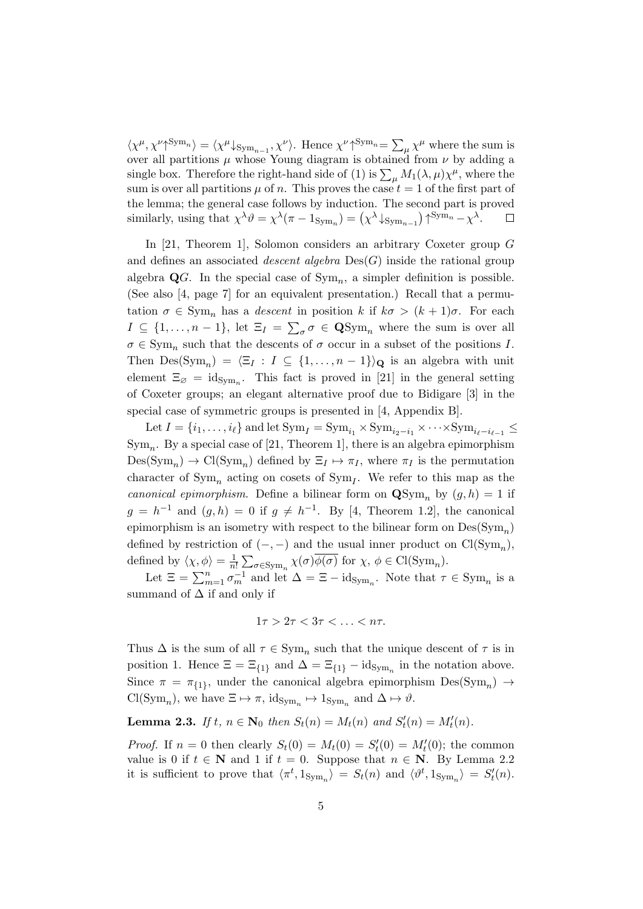$\langle \chi^\mu, \chi^\nu\uparrow^{\mathrm{Sym}_n}\rangle = \langle \chi^\mu\downarrow_{\mathrm{Sym}_{n-1}}, \chi^\nu\rangle$. Hence $\chi^\nu\uparrow^{\mathrm{Sym}_n} = \sum_\mu \chi^\mu$ where the sum is over all partitions $\mu$ whose Young diagram is obtained from $\nu$ by adding a single box. Therefore the right-hand side of (1) is $\sum_\mu M_1(\lambda,\mu)\chi^\mu$, where the sum is over all partitions $\mu$ of $n$. This proves the case $t=1$ of the first part of the lemma; the general case follows by induction. The second part is proved similarly, using that $\chi^\lambda\vartheta = \chi^\lambda(\pi - 1_{\mathrm{Sym}_n}) = \big(\chi^\lambda\downarrow_{\mathrm{Sym}_{n-1}}\big)\uparrow^{\mathrm{Sym}_n} - \chi^\lambda$. □

In [21, Theorem 1], Solomon considers an arbitrary Coxeter group $G$ and defines an associated *descent algebra* $\mathrm{Des}(G)$ inside the rational group algebra $\mathbf{Q}G$. In the special case of $\mathrm{Sym}_n$, a simpler definition is possible. (See also [4, page 7] for an equivalent presentation.) Recall that a permutation $\sigma \in \mathrm{Sym}_n$ has a *descent* in position $k$ if $k\sigma > (k+1)\sigma$. For each $I \subseteq \{1,\ldots,n-1\}$, let $\Xi_I = \sum_\sigma \sigma \in \mathbf{Q}\mathrm{Sym}_n$ where the sum is over all $\sigma \in \mathrm{Sym}_n$ such that the descents of $\sigma$ occur in a subset of the positions $I$. Then $\mathrm{Des}(\mathrm{Sym}_n) = \langle \Xi_I : I \subseteq \{1,\ldots,n-1\}\rangle_{\mathbf{Q}}$ is an algebra with unit element $\Xi_\varnothing = \mathrm{id}_{\mathrm{Sym}_n}$. This fact is proved in [21] in the general setting of Coxeter groups; an elegant alternative proof due to Bidigare [3] in the special case of symmetric groups is presented in [4, Appendix B].

Let $I = \{i_1,\ldots,i_\ell\}$ and let $\mathrm{Sym}_I = \mathrm{Sym}_{i_1} \times \mathrm{Sym}_{i_2-i_1} \times \cdots \times \mathrm{Sym}_{i_\ell - i_{\ell-1}} \leq \mathrm{Sym}_n$. By a special case of [21, Theorem 1], there is an algebra epimorphism $\mathrm{Des}(\mathrm{Sym}_n) \to \mathrm{Cl}(\mathrm{Sym}_n)$ defined by $\Xi_I \mapsto \pi_I$, where $\pi_I$ is the permutation character of $\mathrm{Sym}_n$ acting on cosets of $\mathrm{Sym}_I$. We refer to this map as the *canonical epimorphism*. Define a bilinear form on $\mathbf{Q}\mathrm{Sym}_n$ by $(g,h) = 1$ if $g = h^{-1}$ and $(g,h) = 0$ if $g \neq h^{-1}$. By [4, Theorem 1.2], the canonical epimorphism is an isometry with respect to the bilinear form on $\mathrm{Des}(\mathrm{Sym}_n)$ defined by restriction of $(-,-)$ and the usual inner product on $\mathrm{Cl}(\mathrm{Sym}_n)$, defined by $\langle \chi, \phi\rangle = \frac{1}{n!}\sum_{\sigma\in\mathrm{Sym}_n} \chi(\sigma)\overline{\phi(\sigma)}$ for $\chi,\, \phi \in \mathrm{Cl}(\mathrm{Sym}_n)$.

Let $\Xi = \sum_{m=1}^n \sigma_m^{-1}$ and let $\Delta = \Xi - \mathrm{id}_{\mathrm{Sym}_n}$. Note that $\tau \in \mathrm{Sym}_n$ is a summand of $\Delta$ if and only if

$$1\tau > 2\tau < 3\tau < \ldots < n\tau.$$

Thus $\Delta$ is the sum of all $\tau \in \mathrm{Sym}_n$ such that the unique descent of $\tau$ is in position 1. Hence $\Xi = \Xi_{\{1\}}$ and $\Delta = \Xi_{\{1\}} - \mathrm{id}_{\mathrm{Sym}_n}$ in the notation above. Since $\pi = \pi_{\{1\}}$, under the canonical algebra epimorphism $\mathrm{Des}(\mathrm{Sym}_n) \to \mathrm{Cl}(\mathrm{Sym}_n)$, we have $\Xi \mapsto \pi$, $\mathrm{id}_{\mathrm{Sym}_n} \mapsto 1_{\mathrm{Sym}_n}$ and $\Delta \mapsto \vartheta$.

**Lemma 2.3.** *If $t,\, n \in \mathbf{N}_0$ then $S_t(n) = M_t(n)$ and $S'_t(n) = M'_t(n)$.*

*Proof.* If $n = 0$ then clearly $S_t(0) = M_t(0) = S'_t(0) = M'_t(0)$; the common value is 0 if $t \in \mathbf{N}$ and 1 if $t = 0$. Suppose that $n \in \mathbf{N}$. By Lemma 2.2 it is sufficient to prove that $\langle \pi^t, 1_{\mathrm{Sym}_n}\rangle = S_t(n)$ and $\langle \vartheta^t, 1_{\mathrm{Sym}_n}\rangle = S'_t(n)$.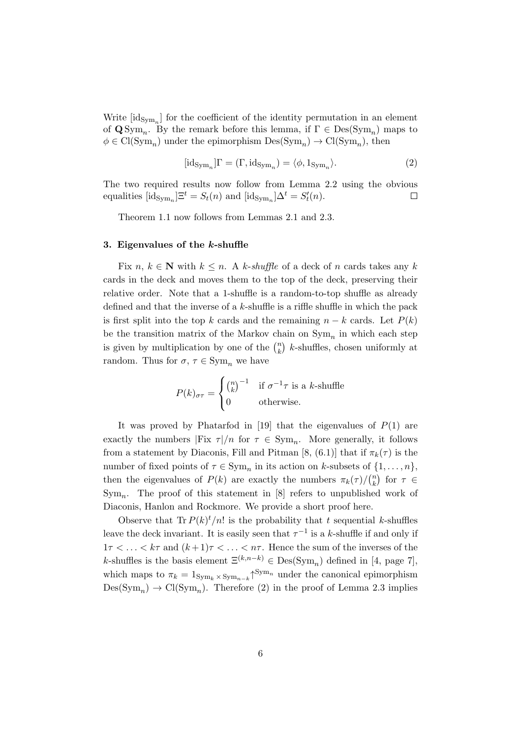Write $[\mathrm{id}_{\mathrm{Sym}_n}]$ for the coefficient of the identity permutation in an element of $\mathbf{Q}\,\mathrm{Sym}_n$. By the remark before this lemma, if $\Gamma \in \mathrm{Des}(\mathrm{Sym}_n)$ maps to $\phi \in \mathrm{Cl}(\mathrm{Sym}_n)$ under the epimorphism $\mathrm{Des}(\mathrm{Sym}_n) \to \mathrm{Cl}(\mathrm{Sym}_n)$, then

$$[\mathrm{id}_{\mathrm{Sym}_n}]\Gamma = (\Gamma, \mathrm{id}_{\mathrm{Sym}_n}) = \langle \phi, 1_{\mathrm{Sym}_n} \rangle. \tag{2}$$

The two required results now follow from Lemma 2.2 using the obvious equalities $[\mathrm{id}_{\mathrm{Sym}_n}]\Xi^t = S_t(n)$ and $[\mathrm{id}_{\mathrm{Sym}_n}]\Delta^t = S'_t(n)$. $\square$

Theorem 1.1 now follows from Lemmas 2.1 and 2.3.

### 3. Eigenvalues of the $k$-shuffle

Fix $n$, $k \in \mathbf{N}$ with $k \leq n$. A *$k$-shuffle* of a deck of $n$ cards takes any $k$ cards in the deck and moves them to the top of the deck, preserving their relative order. Note that a 1-shuffle is a random-to-top shuffle as already defined and that the inverse of a $k$-shuffle is a riffle shuffle in which the pack is first split into the top $k$ cards and the remaining $n-k$ cards. Let $P(k)$ be the transition matrix of the Markov chain on $\mathrm{Sym}_n$ in which each step is given by multiplication by one of the $\binom{n}{k}$ $k$-shuffles, chosen uniformly at random. Thus for $\sigma$, $\tau \in \mathrm{Sym}_n$ we have

$$P(k)_{\sigma\tau} = \begin{cases} \binom{n}{k}^{-1} & \text{if } \sigma^{-1}\tau \text{ is a } k\text{-shuffle} \\ 0 & \text{otherwise.} \end{cases}$$

It was proved by Phatarfod in [19] that the eigenvalues of $P(1)$ are exactly the numbers $|\mathrm{Fix}\ \tau|/n$ for $\tau \in \mathrm{Sym}_n$. More generally, it follows from a statement by Diaconis, Fill and Pitman [8, (6.1)] that if $\pi_k(\tau)$ is the number of fixed points of $\tau \in \mathrm{Sym}_n$ in its action on $k$-subsets of $\{1, \ldots, n\}$, then the eigenvalues of $P(k)$ are exactly the numbers $\pi_k(\tau)/\binom{n}{k}$ for $\tau \in \mathrm{Sym}_n$. The proof of this statement in [8] refers to unpublished work of Diaconis, Hanlon and Rockmore. We provide a short proof here.

Observe that $\mathrm{Tr}\, P(k)^t/n!$ is the probability that $t$ sequential $k$-shuffles leave the deck invariant. It is easily seen that $\tau^{-1}$ is a $k$-shuffle if and only if $1\tau < \ldots < k\tau$ and $(k+1)\tau < \ldots < n\tau$. Hence the sum of the inverses of the $k$-shuffles is the basis element $\Xi^{(k,n-k)} \in \mathrm{Des}(\mathrm{Sym}_n)$ defined in [4, page 7], which maps to $\pi_k = 1_{\mathrm{Sym}_k \times \mathrm{Sym}_{n-k}}\big\uparrow^{\mathrm{Sym}_n}$ under the canonical epimorphism $\mathrm{Des}(\mathrm{Sym}_n) \to \mathrm{Cl}(\mathrm{Sym}_n)$. Therefore (2) in the proof of Lemma 2.3 implies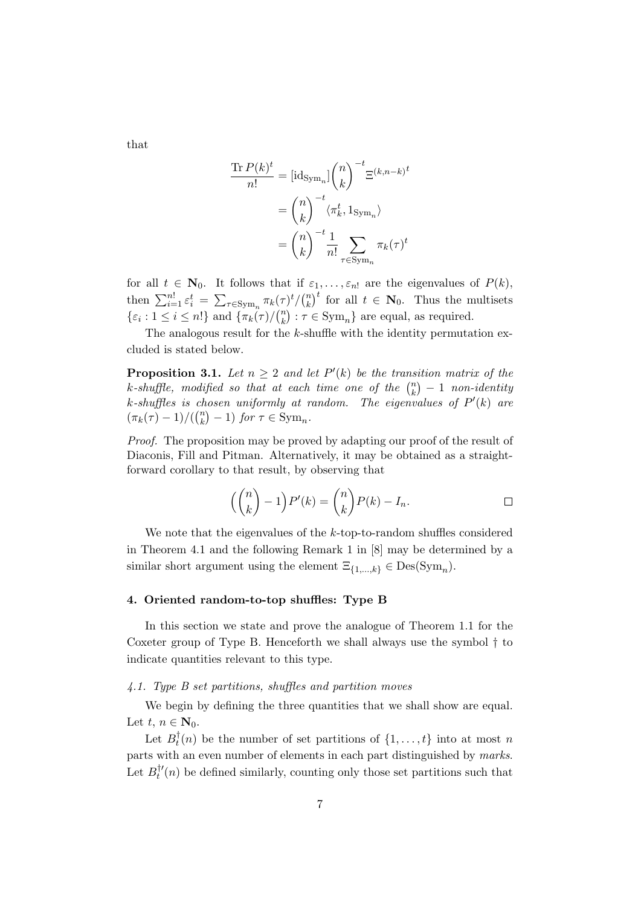that

$$\begin{aligned}
\frac{\operatorname{Tr} P(k)^t}{n!} &= [\mathrm{id}_{\mathrm{Sym}_n}] \binom{n}{k}^{-t} \Xi^{(k,n-k)^t} \\
&= \binom{n}{k}^{-t} \langle \pi_k^t, 1_{\mathrm{Sym}_n} \rangle \\
&= \binom{n}{k}^{-t} \frac{1}{n!} \sum_{\tau \in \mathrm{Sym}_n} \pi_k(\tau)^t
\end{aligned}$$

for all $t \in \mathbf{N}_0$. It follows that if $\varepsilon_1, \ldots, \varepsilon_{n!}$ are the eigenvalues of $P(k)$, then $\sum_{i=1}^{n!} \varepsilon_i^t = \sum_{\tau \in \mathrm{Sym}_n} \pi_k(\tau)^t / \binom{n}{k}^t$ for all $t \in \mathbf{N}_0$. Thus the multisets $\{\varepsilon_i : 1 \leq i \leq n!\}$ and $\{\pi_k(\tau)/\binom{n}{k} : \tau \in \mathrm{Sym}_n\}$ are equal, as required.

The analogous result for the $k$-shuffle with the identity permutation excluded is stated below.

**Proposition 3.1.** *Let $n \geq 2$ and let $P'(k)$ be the transition matrix of the $k$-shuffle, modified so that at each time one of the $\binom{n}{k} - 1$ non-identity $k$-shuffles is chosen uniformly at random. The eigenvalues of $P'(k)$ are $(\pi_k(\tau) - 1)/(\binom{n}{k} - 1)$ for $\tau \in \mathrm{Sym}_n$.*

*Proof.* The proposition may be proved by adapting our proof of the result of Diaconis, Fill and Pitman. Alternatively, it may be obtained as a straightforward corollary to that result, by observing that

$$\Bigl(\binom{n}{k} - 1\Bigr) P'(k) = \binom{n}{k} P(k) - I_n. \qquad \square$$

We note that the eigenvalues of the $k$-top-to-random shuffles considered in Theorem 4.1 and the following Remark 1 in [8] may be determined by a similar short argument using the element $\Xi_{\{1,\ldots,k\}} \in \mathrm{Des}(\mathrm{Sym}_n)$.

## 4. Oriented random-to-top shuffles: Type B

In this section we state and prove the analogue of Theorem 1.1 for the Coxeter group of Type B. Henceforth we shall always use the symbol $\dagger$ to indicate quantities relevant to this type.

### 4.1. Type B set partitions, shuffles and partition moves

We begin by defining the three quantities that we shall show are equal. Let $t$, $n \in \mathbf{N}_0$.

Let $B_t^\dagger(n)$ be the number of set partitions of $\{1, \ldots, t\}$ into at most $n$ parts with an even number of elements in each part distinguished by *marks*. Let $B_t^{\dagger\prime}(n)$ be defined similarly, counting only those set partitions such that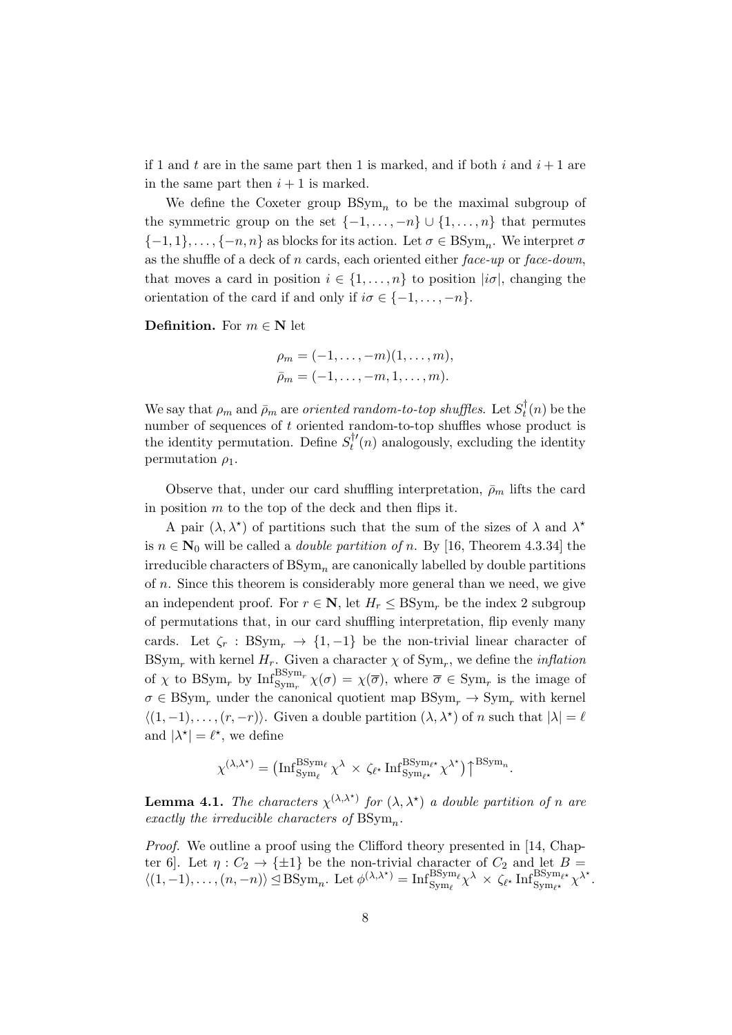if 1 and $t$ are in the same part then 1 is marked, and if both $i$ and $i+1$ are in the same part then $i+1$ is marked.

We define the Coxeter group $\mathrm{BSym}_n$ to be the maximal subgroup of the symmetric group on the set $\{-1,\ldots,-n\} \cup \{1,\ldots,n\}$ that permutes $\{-1,1\},\ldots,\{-n,n\}$ as blocks for its action. Let $\sigma \in \mathrm{BSym}_n$. We interpret $\sigma$ as the shuffle of a deck of $n$ cards, each oriented either *face-up* or *face-down*, that moves a card in position $i \in \{1,\ldots,n\}$ to position $|i\sigma|$, changing the orientation of the card if and only if $i\sigma \in \{-1,\ldots,-n\}$.

**Definition.** For $m \in \mathbf{N}$ let

$$\rho_m = (-1,\ldots,-m)(1,\ldots,m),$$
$$\bar{\rho}_m = (-1,\ldots,-m,1,\ldots,m).$$

We say that $\rho_m$ and $\bar{\rho}_m$ are *oriented random-to-top shuffles*. Let $S_t^{\dagger}(n)$ be the number of sequences of $t$ oriented random-to-top shuffles whose product is the identity permutation. Define $S_t^{\dagger\prime}(n)$ analogously, excluding the identity permutation $\rho_1$.

Observe that, under our card shuffling interpretation, $\bar{\rho}_m$ lifts the card in position $m$ to the top of the deck and then flips it.

A pair $(\lambda,\lambda^\star)$ of partitions such that the sum of the sizes of $\lambda$ and $\lambda^\star$ is $n \in \mathbf{N}_0$ will be called a *double partition of* $n$. By [16, Theorem 4.3.34] the irreducible characters of $\mathrm{BSym}_n$ are canonically labelled by double partitions of $n$. Since this theorem is considerably more general than we need, we give an independent proof. For $r \in \mathbf{N}$, let $H_r \le \mathrm{BSym}_r$ be the index 2 subgroup of permutations that, in our card shuffling interpretation, flip evenly many cards. Let $\zeta_r : \mathrm{BSym}_r \to \{1,-1\}$ be the non-trivial linear character of $\mathrm{BSym}_r$ with kernel $H_r$. Given a character $\chi$ of $\mathrm{Sym}_r$, we define the *inflation* of $\chi$ to $\mathrm{BSym}_r$ by $\mathrm{Inf}_{\mathrm{Sym}_r}^{\mathrm{BSym}_r}\chi(\sigma) = \chi(\overline{\sigma})$, where $\overline{\sigma} \in \mathrm{Sym}_r$ is the image of $\sigma \in \mathrm{BSym}_r$ under the canonical quotient map $\mathrm{BSym}_r \to \mathrm{Sym}_r$ with kernel $\langle (1,-1),\ldots,(r,-r)\rangle$. Given a double partition $(\lambda,\lambda^\star)$ of $n$ such that $|\lambda| = \ell$ and $|\lambda^\star| = \ell^\star$, we define

$$\chi^{(\lambda,\lambda^\star)} = \bigl(\mathrm{Inf}_{\mathrm{Sym}_\ell}^{\mathrm{BSym}_\ell}\chi^\lambda \times \zeta_{\ell^\star}\,\mathrm{Inf}_{\mathrm{Sym}_{\ell^\star}}^{\mathrm{BSym}_{\ell^\star}}\chi^{\lambda^\star}\bigr)\big\uparrow^{\mathrm{BSym}_n}.$$

**Lemma 4.1.** *The characters $\chi^{(\lambda,\lambda^\star)}$ for $(\lambda,\lambda^\star)$ a double partition of $n$ are exactly the irreducible characters of $\mathrm{BSym}_n$.*

*Proof.* We outline a proof using the Clifford theory presented in [14, Chapter 6]. Let $\eta : C_2 \to \{\pm 1\}$ be the non-trivial character of $C_2$ and let $B = \langle (1,-1),\ldots,(n,-n)\rangle \trianglelefteq \mathrm{BSym}_n$. Let $\phi^{(\lambda,\lambda^\star)} = \mathrm{Inf}_{\mathrm{Sym}_\ell}^{\mathrm{BSym}_\ell}\chi^\lambda \times \zeta_{\ell^\star}\,\mathrm{Inf}_{\mathrm{Sym}_{\ell^\star}}^{\mathrm{BSym}_{\ell^\star}}\chi^{\lambda^\star}$.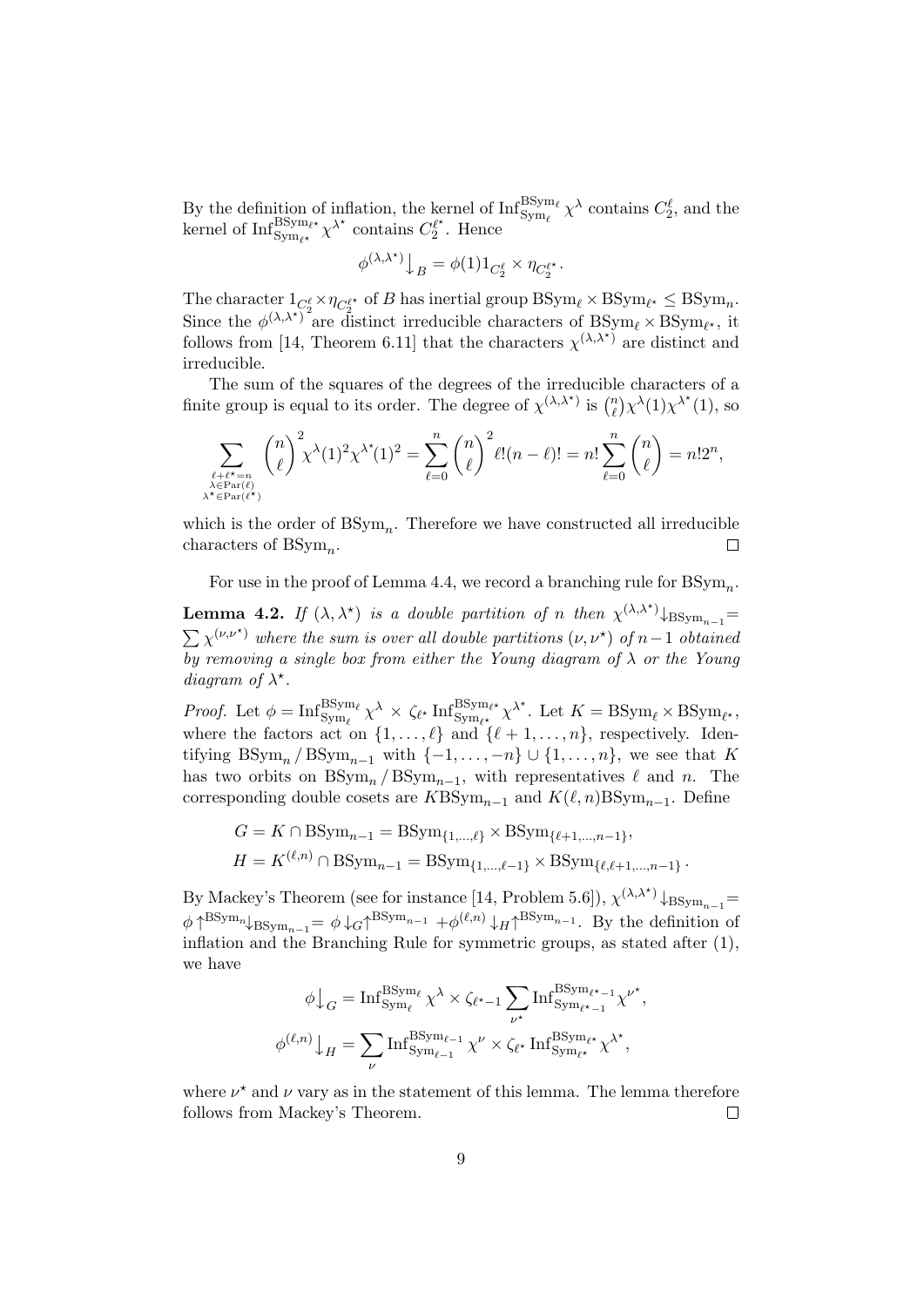By the definition of inflation, the kernel of $\mathrm{Inf}_{\mathrm{Sym}_\ell}^{\mathrm{BSym}_\ell} \chi^\lambda$ contains $C_2^\ell$, and the kernel of $\mathrm{Inf}_{\mathrm{Sym}_{\ell^\star}}^{\mathrm{BSym}_{\ell^\star}} \chi^{\lambda^\star}$ contains $C_2^{\ell^\star}$. Hence

$$\phi^{(\lambda,\lambda^\star)}\big\downarrow_B = \phi(1) 1_{C_2^\ell} \times \eta_{C_2^{\ell^\star}}.$$

The character $1_{C_2^\ell} \times \eta_{C_2^{\ell^\star}}$ of $B$ has inertial group $\mathrm{BSym}_\ell \times \mathrm{BSym}_{\ell^\star} \leq \mathrm{BSym}_n$. Since the $\phi^{(\lambda,\lambda^\star)}$ are distinct irreducible characters of $\mathrm{BSym}_\ell \times \mathrm{BSym}_{\ell^\star}$, it follows from [14, Theorem 6.11] that the characters $\chi^{(\lambda,\lambda^\star)}$ are distinct and irreducible.

The sum of the squares of the degrees of the irreducible characters of a finite group is equal to its order. The degree of $\chi^{(\lambda,\lambda^\star)}$ is $\binom{n}{\ell}\chi^\lambda(1)\chi^{\lambda^\star}(1)$, so

$$\sum_{\substack{\ell+\ell^\star=n \\ \lambda \in \mathrm{Par}(\ell) \\ \lambda^\star \in \mathrm{Par}(\ell^\star)}} \binom{n}{\ell}^2 \chi^\lambda(1)^2 \chi^{\lambda^\star}(1)^2 = \sum_{\ell=0}^{n} \binom{n}{\ell}^2 \ell!(n-\ell)! = n! \sum_{\ell=0}^{n} \binom{n}{\ell} = n!2^n,$$

which is the order of $\mathrm{BSym}_n$. Therefore we have constructed all irreducible characters of $\mathrm{BSym}_n$. $\square$

For use in the proof of Lemma 4.4, we record a branching rule for $\mathrm{BSym}_n$.

**Lemma 4.2.** *If $(\lambda,\lambda^\star)$ is a double partition of $n$ then $\chi^{(\lambda,\lambda^\star)}\big\downarrow_{\mathrm{BSym}_{n-1}} = \sum \chi^{(\nu,\nu^\star)}$ where the sum is over all double partitions $(\nu,\nu^\star)$ of $n-1$ obtained by removing a single box from either the Young diagram of $\lambda$ or the Young diagram of $\lambda^\star$.*

*Proof.* Let $\phi = \mathrm{Inf}_{\mathrm{Sym}_\ell}^{\mathrm{BSym}_\ell} \chi^\lambda \times \zeta_{\ell^\star} \mathrm{Inf}_{\mathrm{Sym}_{\ell^\star}}^{\mathrm{BSym}_{\ell^\star}} \chi^{\lambda^\star}$. Let $K = \mathrm{BSym}_\ell \times \mathrm{BSym}_{\ell^\star}$, where the factors act on $\{1,\ldots,\ell\}$ and $\{\ell+1,\ldots,n\}$, respectively. Identifying $\mathrm{BSym}_n / \mathrm{BSym}_{n-1}$ with $\{-1,\ldots,-n\} \cup \{1,\ldots,n\}$, we see that $K$ has two orbits on $\mathrm{BSym}_n / \mathrm{BSym}_{n-1}$, with representatives $\ell$ and $n$. The corresponding double cosets are $K\mathrm{BSym}_{n-1}$ and $K(\ell,n)\mathrm{BSym}_{n-1}$. Define

$$\begin{aligned}
G &= K \cap \mathrm{BSym}_{n-1} = \mathrm{BSym}_{\{1,\ldots,\ell\}} \times \mathrm{BSym}_{\{\ell+1,\ldots,n-1\}}, \\
H &= K^{(\ell,n)} \cap \mathrm{BSym}_{n-1} = \mathrm{BSym}_{\{1,\ldots,\ell-1\}} \times \mathrm{BSym}_{\{\ell,\ell+1,\ldots,n-1\}}.
\end{aligned}$$

By Mackey's Theorem (see for instance [14, Problem 5.6]), $\chi^{(\lambda,\lambda^\star)}\big\downarrow_{\mathrm{BSym}_{n-1}} = \phi\big\uparrow^{\mathrm{BSym}_n}\big\downarrow_{\mathrm{BSym}_{n-1}} = \phi\big\downarrow_G\big\uparrow^{\mathrm{BSym}_{n-1}} + \phi^{(\ell,n)}\big\downarrow_H\big\uparrow^{\mathrm{BSym}_{n-1}}$. By the definition of inflation and the Branching Rule for symmetric groups, as stated after (1), we have

$$\begin{aligned}
\phi\big\downarrow_G &= \mathrm{Inf}_{\mathrm{Sym}_\ell}^{\mathrm{BSym}_\ell} \chi^\lambda \times \zeta_{\ell^\star-1} \sum_{\nu^\star} \mathrm{Inf}_{\mathrm{Sym}_{\ell^\star-1}}^{\mathrm{BSym}_{\ell^\star-1}} \chi^{\nu^\star}, \\
\phi^{(\ell,n)}\big\downarrow_H &= \sum_{\nu} \mathrm{Inf}_{\mathrm{Sym}_{\ell-1}}^{\mathrm{BSym}_{\ell-1}} \chi^\nu \times \zeta_{\ell^\star} \mathrm{Inf}_{\mathrm{Sym}_{\ell^\star}}^{\mathrm{BSym}_{\ell^\star}} \chi^{\lambda^\star},
\end{aligned}$$

where $\nu^\star$ and $\nu$ vary as in the statement of this lemma. The lemma therefore follows from Mackey's Theorem. $\square$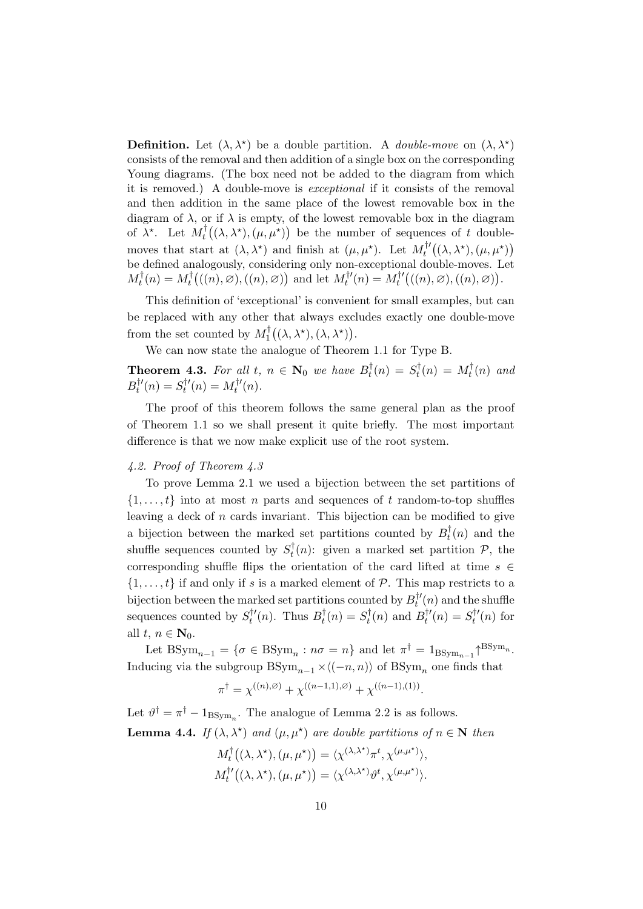**Definition.** Let $(\lambda, \lambda^\star)$ be a double partition. A *double-move* on $(\lambda, \lambda^\star)$ consists of the removal and then addition of a single box on the corresponding Young diagrams. (The box need not be added to the diagram from which it is removed.) A double-move is *exceptional* if it consists of the removal and then addition in the same place of the lowest removable box in the diagram of $\lambda$, or if $\lambda$ is empty, of the lowest removable box in the diagram of $\lambda^\star$. Let $M_t^\dagger\big((\lambda,\lambda^\star),(\mu,\mu^\star)\big)$ be the number of sequences of $t$ double-moves that start at $(\lambda,\lambda^\star)$ and finish at $(\mu,\mu^\star)$. Let $M_t^{\dagger\prime}\big((\lambda,\lambda^\star),(\mu,\mu^\star)\big)$ be defined analogously, considering only non-exceptional double-moves. Let $M_t^\dagger(n) = M_t^\dagger\big(((n),\varnothing),((n),\varnothing)\big)$ and let $M_t^{\dagger\prime}(n) = M_t^{\dagger\prime}\big(((n),\varnothing),((n),\varnothing)\big)$.

This definition of 'exceptional' is convenient for small examples, but can be replaced with any other that always excludes exactly one double-move from the set counted by $M_1^\dagger\big((\lambda,\lambda^\star),(\lambda,\lambda^\star)\big)$.

We can now state the analogue of Theorem 1.1 for Type B.

**Theorem 4.3.** *For all $t$, $n \in \mathbf{N}_0$ we have $B_t^\dagger(n) = S_t^\dagger(n) = M_t^\dagger(n)$ and $B_t^{\dagger\prime}(n) = S_t^{\dagger\prime}(n) = M_t^{\dagger\prime}(n)$.*

The proof of this theorem follows the same general plan as the proof of Theorem 1.1 so we shall present it quite briefly. The most important difference is that we now make explicit use of the root system.

*4.2. Proof of Theorem 4.3*

To prove Lemma 2.1 we used a bijection between the set partitions of $\{1,\ldots,t\}$ into at most $n$ parts and sequences of $t$ random-to-top shuffles leaving a deck of $n$ cards invariant. This bijection can be modified to give a bijection between the marked set partitions counted by $B_t^\dagger(n)$ and the shuffle sequences counted by $S_t^\dagger(n)$: given a marked set partition $\mathcal{P}$, the corresponding shuffle flips the orientation of the card lifted at time $s \in \{1,\ldots,t\}$ if and only if $s$ is a marked element of $\mathcal{P}$. This map restricts to a bijection between the marked set partitions counted by $B_t^{\dagger\prime}(n)$ and the shuffle sequences counted by $S_t^{\dagger\prime}(n)$. Thus $B_t^\dagger(n) = S_t^\dagger(n)$ and $B_t^{\dagger\prime}(n) = S_t^{\dagger\prime}(n)$ for all $t$, $n \in \mathbf{N}_0$.

Let $\mathrm{BSym}_{n-1} = \{\sigma \in \mathrm{BSym}_n : n\sigma = n\}$ and let $\pi^\dagger = 1_{\mathrm{BSym}_{n-1}}\big\uparrow^{\mathrm{BSym}_n}$. Inducing via the subgroup $\mathrm{BSym}_{n-1} \times \langle (-n,n)\rangle$ of $\mathrm{BSym}_n$ one finds that

$$\pi^\dagger = \chi^{((n),\varnothing)} + \chi^{((n-1,1),\varnothing)} + \chi^{((n-1),(1))}.$$

Let $\vartheta^\dagger = \pi^\dagger - 1_{\mathrm{BSym}_n}$. The analogue of Lemma 2.2 is as follows.

**Lemma 4.4.** *If $(\lambda,\lambda^\star)$ and $(\mu,\mu^\star)$ are double partitions of $n \in \mathbf{N}$ then*

$$M_t^\dagger\big((\lambda,\lambda^\star),(\mu,\mu^\star)\big) = \langle \chi^{(\lambda,\lambda^\star)}\pi^t, \chi^{(\mu,\mu^\star)}\rangle,$$
$$M_t^{\dagger\prime}\big((\lambda,\lambda^\star),(\mu,\mu^\star)\big) = \langle \chi^{(\lambda,\lambda^\star)}\vartheta^t, \chi^{(\mu,\mu^\star)}\rangle.$$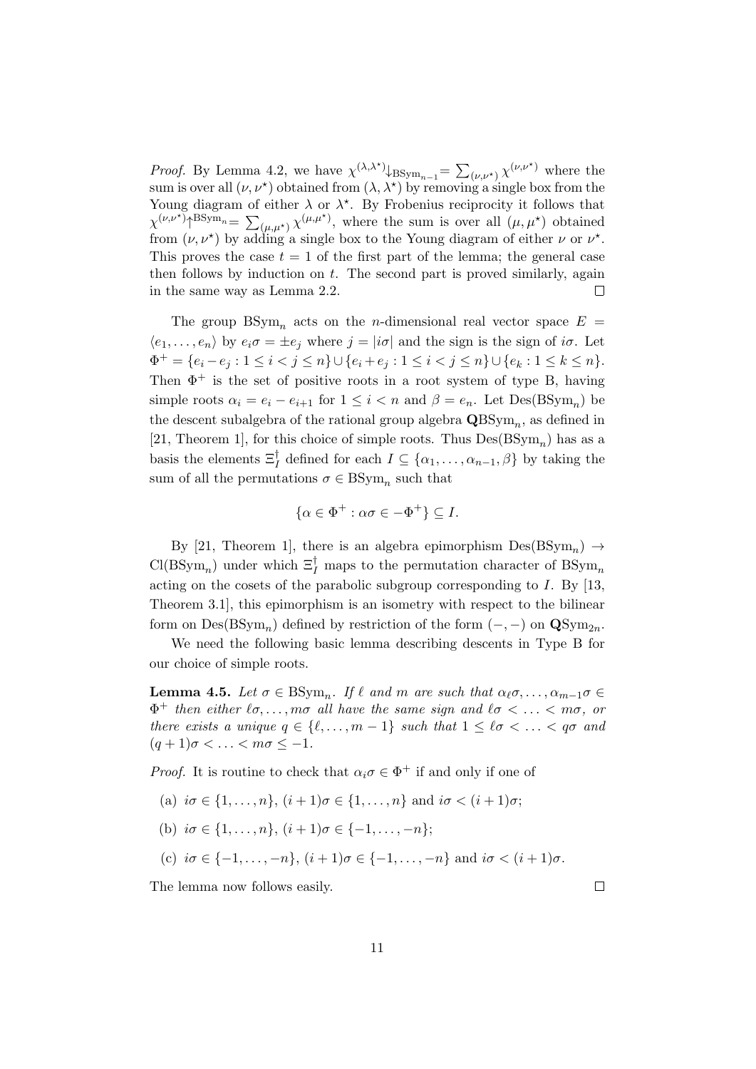*Proof.* By Lemma 4.2, we have $\chi^{(\lambda,\lambda^\star)}\downarrow_{\mathrm{BSym}_{n-1}} = \sum_{(\nu,\nu^\star)} \chi^{(\nu,\nu^\star)}$ where the sum is over all $(\nu,\nu^\star)$ obtained from $(\lambda,\lambda^\star)$ by removing a single box from the Young diagram of either $\lambda$ or $\lambda^\star$. By Frobenius reciprocity it follows that $\chi^{(\nu,\nu^\star)}\uparrow^{\mathrm{BSym}_n} = \sum_{(\mu,\mu^\star)} \chi^{(\mu,\mu^\star)}$, where the sum is over all $(\mu,\mu^\star)$ obtained from $(\nu,\nu^\star)$ by adding a single box to the Young diagram of either $\nu$ or $\nu^\star$. This proves the case $t = 1$ of the first part of the lemma; the general case then follows by induction on $t$. The second part is proved similarly, again in the same way as Lemma 2.2. □

The group $\mathrm{BSym}_n$ acts on the $n$-dimensional real vector space $E = \langle e_1, \ldots, e_n \rangle$ by $e_i\sigma = \pm e_j$ where $j = |i\sigma|$ and the sign is the sign of $i\sigma$. Let $\Phi^+ = \{e_i - e_j : 1 \le i < j \le n\} \cup \{e_i + e_j : 1 \le i < j \le n\} \cup \{e_k : 1 \le k \le n\}$. Then $\Phi^+$ is the set of positive roots in a root system of type B, having simple roots $\alpha_i = e_i - e_{i+1}$ for $1 \le i < n$ and $\beta = e_n$. Let $\mathrm{Des}(\mathrm{BSym}_n)$ be the descent subalgebra of the rational group algebra $\mathbf{Q}\mathrm{BSym}_n$, as defined in [21, Theorem 1], for this choice of simple roots. Thus $\mathrm{Des}(\mathrm{BSym}_n)$ has as a basis the elements $\Xi_I^\dagger$ defined for each $I \subseteq \{\alpha_1, \ldots, \alpha_{n-1}, \beta\}$ by taking the sum of all the permutations $\sigma \in \mathrm{BSym}_n$ such that

$$\{\alpha \in \Phi^+ : \alpha\sigma \in -\Phi^+\} \subseteq I.$$

By [21, Theorem 1], there is an algebra epimorphism $\mathrm{Des}(\mathrm{BSym}_n) \to \mathrm{Cl}(\mathrm{BSym}_n)$ under which $\Xi_I^\dagger$ maps to the permutation character of $\mathrm{BSym}_n$ acting on the cosets of the parabolic subgroup corresponding to $I$. By [13, Theorem 3.1], this epimorphism is an isometry with respect to the bilinear form on $\mathrm{Des}(\mathrm{BSym}_n)$ defined by restriction of the form $(-,-)$ on $\mathbf{Q}\mathrm{Sym}_{2n}$.

We need the following basic lemma describing descents in Type B for our choice of simple roots.

**Lemma 4.5.** *Let $\sigma \in \mathrm{BSym}_n$. If $\ell$ and $m$ are such that $\alpha_\ell\sigma, \ldots, \alpha_{m-1}\sigma \in \Phi^+$ then either $\ell\sigma, \ldots, m\sigma$ all have the same sign and $\ell\sigma < \ldots < m\sigma$, or there exists a unique $q \in \{\ell, \ldots, m-1\}$ such that $1 \le \ell\sigma < \ldots < q\sigma$ and $(q+1)\sigma < \ldots < m\sigma \le -1$.*

*Proof.* It is routine to check that $\alpha_i\sigma \in \Phi^+$ if and only if one of

(a) $i\sigma \in \{1, \ldots, n\}$, $(i+1)\sigma \in \{1, \ldots, n\}$ and $i\sigma < (i+1)\sigma$;

(b) $i\sigma \in \{1, \ldots, n\}$, $(i+1)\sigma \in \{-1, \ldots, -n\}$;

(c) $i\sigma \in \{-1, \ldots, -n\}$, $(i+1)\sigma \in \{-1, \ldots, -n\}$ and $i\sigma < (i+1)\sigma$.

The lemma now follows easily. □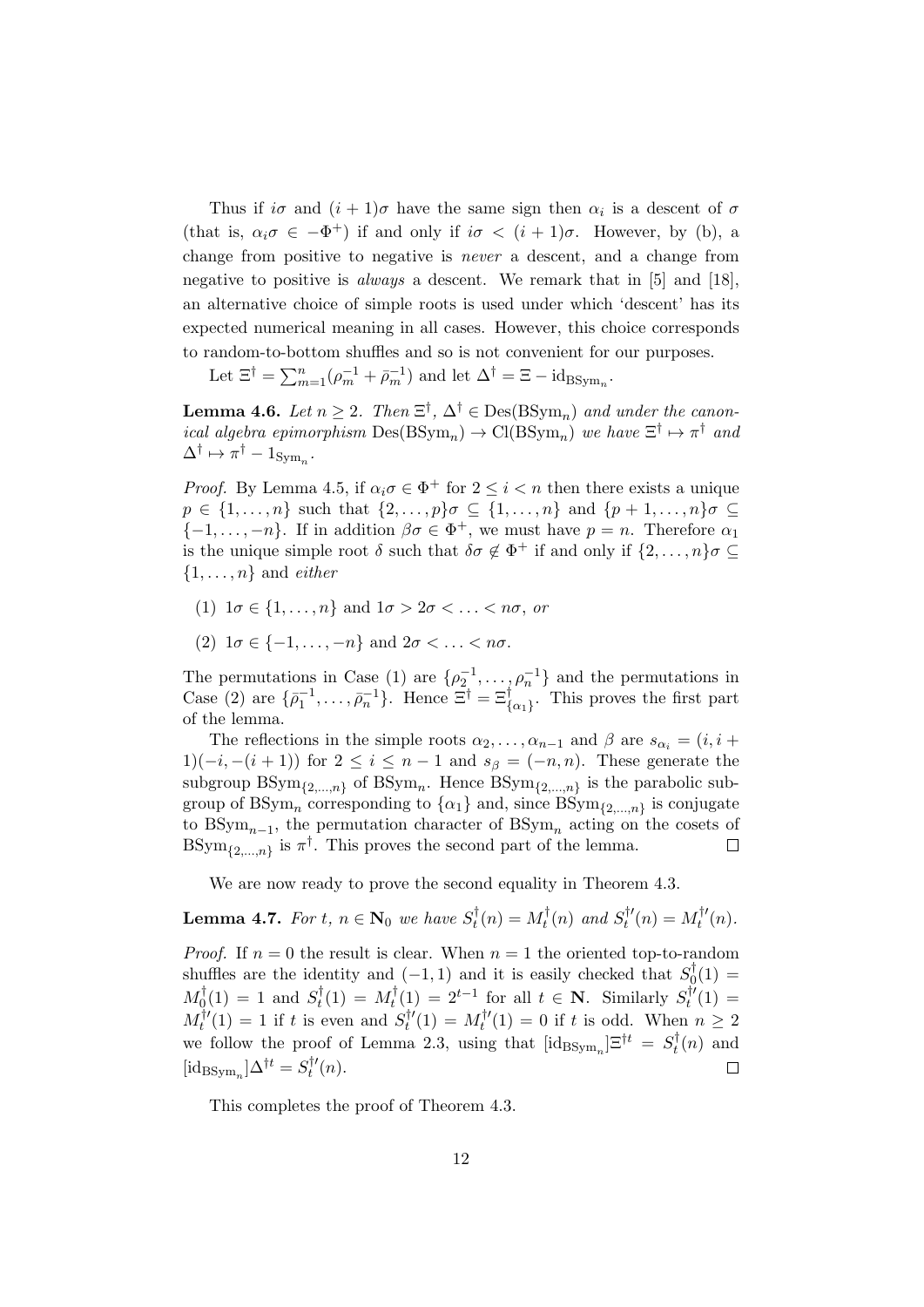Thus if $i\sigma$ and $(i+1)\sigma$ have the same sign then $\alpha_i$ is a descent of $\sigma$ (that is, $\alpha_i\sigma \in -\Phi^+$) if and only if $i\sigma < (i+1)\sigma$. However, by (b), a change from positive to negative is *never* a descent, and a change from negative to positive is *always* a descent. We remark that in [5] and [18], an alternative choice of simple roots is used under which 'descent' has its expected numerical meaning in all cases. However, this choice corresponds to random-to-bottom shuffles and so is not convenient for our purposes.

Let $\Xi^\dagger = \sum_{m=1}^n (\rho_m^{-1} + \bar{\rho}_m^{-1})$ and let $\Delta^\dagger = \Xi - \mathrm{id}_{\mathrm{BSym}_n}$.

**Lemma 4.6.** *Let $n \geq 2$. Then $\Xi^\dagger$, $\Delta^\dagger \in \mathrm{Des}(\mathrm{BSym}_n)$ and under the canonical algebra epimorphism $\mathrm{Des}(\mathrm{BSym}_n) \to \mathrm{Cl}(\mathrm{BSym}_n)$ we have $\Xi^\dagger \mapsto \pi^\dagger$ and $\Delta^\dagger \mapsto \pi^\dagger - 1_{\mathrm{Sym}_n}$.*

*Proof.* By Lemma 4.5, if $\alpha_i\sigma \in \Phi^+$ for $2 \leq i < n$ then there exists a unique $p \in \{1, \ldots, n\}$ such that $\{2, \ldots, p\}\sigma \subseteq \{1, \ldots, n\}$ and $\{p+1, \ldots, n\}\sigma \subseteq \{-1, \ldots, -n\}$. If in addition $\beta\sigma \in \Phi^+$, we must have $p = n$. Therefore $\alpha_1$ is the unique simple root $\delta$ such that $\delta\sigma \notin \Phi^+$ if and only if $\{2, \ldots, n\}\sigma \subseteq \{1, \ldots, n\}$ and *either*

(1) $1\sigma \in \{1, \ldots, n\}$ and $1\sigma > 2\sigma < \ldots < n\sigma$, *or*

(2) $1\sigma \in \{-1, \ldots, -n\}$ and $2\sigma < \ldots < n\sigma$.

The permutations in Case (1) are $\{\rho_2^{-1}, \ldots, \rho_n^{-1}\}$ and the permutations in Case (2) are $\{\bar{\rho}_1^{-1}, \ldots, \bar{\rho}_n^{-1}\}$. Hence $\Xi^\dagger = \Xi^\dagger_{\{\alpha_1\}}$. This proves the first part of the lemma.

The reflections in the simple roots $\alpha_2, \ldots, \alpha_{n-1}$ and $\beta$ are $s_{\alpha_i} = (i, i+1)(-i, -(i+1))$ for $2 \leq i \leq n-1$ and $s_\beta = (-n, n)$. These generate the subgroup $\mathrm{BSym}_{\{2,\ldots,n\}}$ of $\mathrm{BSym}_n$. Hence $\mathrm{BSym}_{\{2,\ldots,n\}}$ is the parabolic subgroup of $\mathrm{BSym}_n$ corresponding to $\{\alpha_1\}$ and, since $\mathrm{BSym}_{\{2,\ldots,n\}}$ is conjugate to $\mathrm{BSym}_{n-1}$, the permutation character of $\mathrm{BSym}_n$ acting on the cosets of $\mathrm{BSym}_{\{2,\ldots,n\}}$ is $\pi^\dagger$. This proves the second part of the lemma. $\square$

We are now ready to prove the second equality in Theorem 4.3.

**Lemma 4.7.** *For $t$, $n \in \mathbf{N}_0$ we have $S_t^\dagger(n) = M_t^\dagger(n)$ and $S_t^{\dagger\prime}(n) = M_t^{\dagger\prime}(n)$.*

*Proof.* If $n = 0$ the result is clear. When $n = 1$ the oriented top-to-random shuffles are the identity and $(-1, 1)$ and it is easily checked that $S_0^\dagger(1) = M_0^\dagger(1) = 1$ and $S_t^\dagger(1) = M_t^\dagger(1) = 2^{t-1}$ for all $t \in \mathbf{N}$. Similarly $S_t^{\dagger\prime}(1) = M_t^{\dagger\prime}(1) = 1$ if $t$ is even and $S_t^{\dagger\prime}(1) = M_t^{\dagger\prime}(1) = 0$ if $t$ is odd. When $n \geq 2$ we follow the proof of Lemma 2.3, using that $[\mathrm{id}_{\mathrm{BSym}_n}]\Xi^{\dagger t} = S_t^\dagger(n)$ and $[\mathrm{id}_{\mathrm{BSym}_n}]\Delta^{\dagger t} = S_t^{\dagger\prime}(n)$. $\square$

This completes the proof of Theorem 4.3.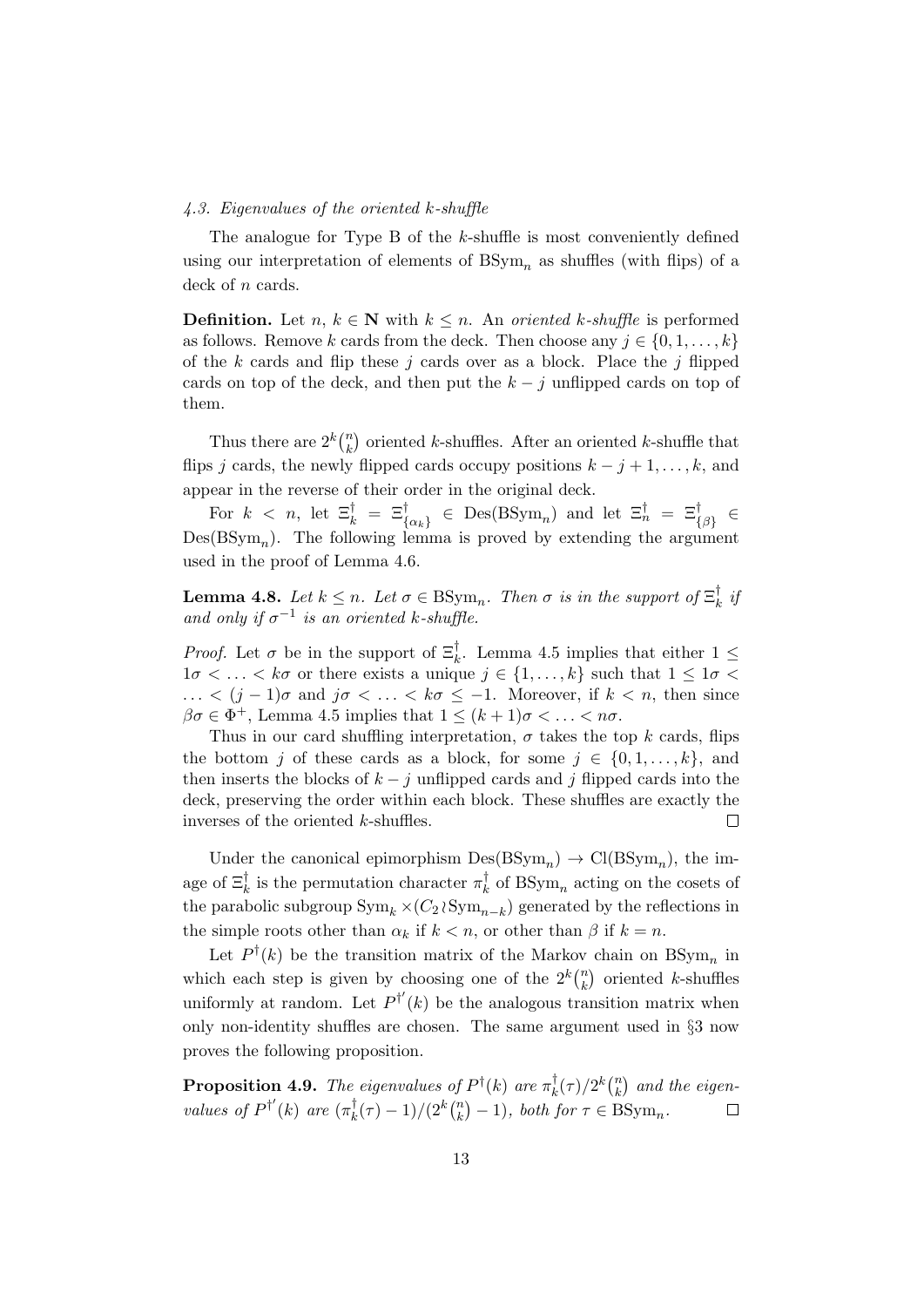### 4.3. Eigenvalues of the oriented $k$-shuffle

The analogue for Type B of the $k$-shuffle is most conveniently defined using our interpretation of elements of $\mathrm{BSym}_n$ as shuffles (with flips) of a deck of $n$ cards.

**Definition.** Let $n, k \in \mathbf{N}$ with $k \leq n$. An *oriented $k$-shuffle* is performed as follows. Remove $k$ cards from the deck. Then choose any $j \in \{0, 1, \ldots, k\}$ of the $k$ cards and flip these $j$ cards over as a block. Place the $j$ flipped cards on top of the deck, and then put the $k - j$ unflipped cards on top of them.

Thus there are $2^k\binom{n}{k}$ oriented $k$-shuffles. After an oriented $k$-shuffle that flips $j$ cards, the newly flipped cards occupy positions $k - j + 1, \ldots, k$, and appear in the reverse of their order in the original deck.

For $k < n$, let $\Xi^\dagger_k = \Xi^\dagger_{\{\alpha_k\}} \in \mathrm{Des}(\mathrm{BSym}_n)$ and let $\Xi^\dagger_n = \Xi^\dagger_{\{\beta\}} \in \mathrm{Des}(\mathrm{BSym}_n)$. The following lemma is proved by extending the argument used in the proof of Lemma 4.6.

**Lemma 4.8.** *Let $k \leq n$. Let $\sigma \in \mathrm{BSym}_n$. Then $\sigma$ is in the support of $\Xi^\dagger_k$ if and only if $\sigma^{-1}$ is an oriented $k$-shuffle.*

*Proof.* Let $\sigma$ be in the support of $\Xi^\dagger_k$. Lemma 4.5 implies that either $1 \leq 1\sigma < \ldots < k\sigma$ or there exists a unique $j \in \{1, \ldots, k\}$ such that $1 \leq 1\sigma < \ldots < (j-1)\sigma$ and $j\sigma < \ldots < k\sigma \leq -1$. Moreover, if $k < n$, then since $\beta\sigma \in \Phi^+$, Lemma 4.5 implies that $1 \leq (k+1)\sigma < \ldots < n\sigma$.

Thus in our card shuffling interpretation, $\sigma$ takes the top $k$ cards, flips the bottom $j$ of these cards as a block, for some $j \in \{0, 1, \ldots, k\}$, and then inserts the blocks of $k - j$ unflipped cards and $j$ flipped cards into the deck, preserving the order within each block. These shuffles are exactly the inverses of the oriented $k$-shuffles. $\square$

Under the canonical epimorphism $\mathrm{Des}(\mathrm{BSym}_n) \to \mathrm{Cl}(\mathrm{BSym}_n)$, the image of $\Xi^\dagger_k$ is the permutation character $\pi^\dagger_k$ of $\mathrm{BSym}_n$ acting on the cosets of the parabolic subgroup $\mathrm{Sym}_k \times (C_2 \wr \mathrm{Sym}_{n-k})$ generated by the reflections in the simple roots other than $\alpha_k$ if $k < n$, or other than $\beta$ if $k = n$.

Let $P^\dagger(k)$ be the transition matrix of the Markov chain on $\mathrm{BSym}_n$ in which each step is given by choosing one of the $2^k\binom{n}{k}$ oriented $k$-shuffles uniformly at random. Let $P^{\dagger'}(k)$ be the analogous transition matrix when only non-identity shuffles are chosen. The same argument used in §3 now proves the following proposition.

**Proposition 4.9.** *The eigenvalues of $P^\dagger(k)$ are $\pi^\dagger_k(\tau)/2^k\binom{n}{k}$ and the eigenvalues of $P^{\dagger'}(k)$ are $(\pi^\dagger_k(\tau) - 1)/(2^k\binom{n}{k} - 1)$, both for $\tau \in \mathrm{BSym}_n$.* $\square$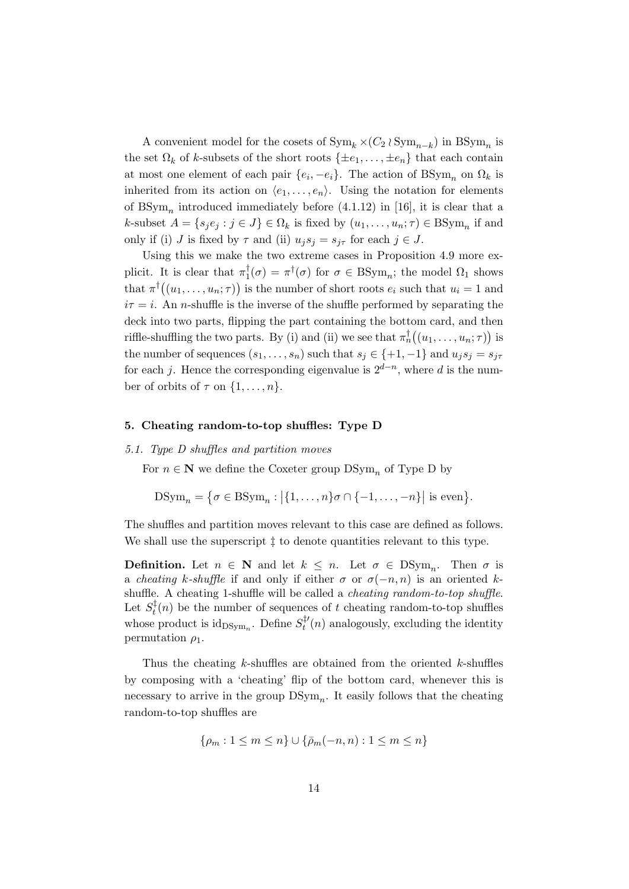A convenient model for the cosets of $\mathrm{Sym}_k \times (C_2 \wr \mathrm{Sym}_{n-k})$ in $\mathrm{BSym}_n$ is the set $\Omega_k$ of $k$-subsets of the short roots $\{\pm e_1, \ldots, \pm e_n\}$ that each contain at most one element of each pair $\{e_i, -e_i\}$. The action of $\mathrm{BSym}_n$ on $\Omega_k$ is inherited from its action on $\langle e_1, \ldots, e_n \rangle$. Using the notation for elements of $\mathrm{BSym}_n$ introduced immediately before (4.1.12) in [16], it is clear that a $k$-subset $A = \{s_j e_j : j \in J\} \in \Omega_k$ is fixed by $(u_1, \ldots, u_n; \tau) \in \mathrm{BSym}_n$ if and only if (i) $J$ is fixed by $\tau$ and (ii) $u_j s_j = s_{j\tau}$ for each $j \in J$.

Using this we make the two extreme cases in Proposition 4.9 more explicit. It is clear that $\pi_1^\dagger(\sigma) = \pi^\dagger(\sigma)$ for $\sigma \in \mathrm{BSym}_n$; the model $\Omega_1$ shows that $\pi^\dagger\big((u_1, \ldots, u_n; \tau)\big)$ is the number of short roots $e_i$ such that $u_i = 1$ and $i\tau = i$. An $n$-shuffle is the inverse of the shuffle performed by separating the deck into two parts, flipping the part containing the bottom card, and then riffle-shuffling the two parts. By (i) and (ii) we see that $\pi_n^\dagger\big((u_1, \ldots, u_n; \tau)\big)$ is the number of sequences $(s_1, \ldots, s_n)$ such that $s_j \in \{+1, -1\}$ and $u_j s_j = s_{j\tau}$ for each $j$. Hence the corresponding eigenvalue is $2^{d-n}$, where $d$ is the number of orbits of $\tau$ on $\{1, \ldots, n\}$.

## 5. Cheating random-to-top shuffles: Type D

### 5.1. *Type D shuffles and partition moves*

For $n \in \mathbf{N}$ we define the Coxeter group $\mathrm{DSym}_n$ of Type D by

$$\mathrm{DSym}_n = \big\{\sigma \in \mathrm{BSym}_n : \big|\{1, \ldots, n\}\sigma \cap \{-1, \ldots, -n\}\big| \text{ is even}\big\}.$$

The shuffles and partition moves relevant to this case are defined as follows. We shall use the superscript $\ddagger$ to denote quantities relevant to this type.

**Definition.** Let $n \in \mathbf{N}$ and let $k \leq n$. Let $\sigma \in \mathrm{DSym}_n$. Then $\sigma$ is a *cheating $k$-shuffle* if and only if either $\sigma$ or $\sigma(-n, n)$ is an oriented $k$-shuffle. A cheating 1-shuffle will be called a *cheating random-to-top shuffle*. Let $S_t^\ddagger(n)$ be the number of sequences of $t$ cheating random-to-top shuffles whose product is $\mathrm{id}_{\mathrm{DSym}_n}$. Define $S_t^{\ddagger\prime}(n)$ analogously, excluding the identity permutation $\rho_1$.

Thus the cheating $k$-shuffles are obtained from the oriented $k$-shuffles by composing with a 'cheating' flip of the bottom card, whenever this is necessary to arrive in the group $\mathrm{DSym}_n$. It easily follows that the cheating random-to-top shuffles are

$$\{\rho_m : 1 \leq m \leq n\} \cup \{\bar{\rho}_m(-n, n) : 1 \leq m \leq n\}$$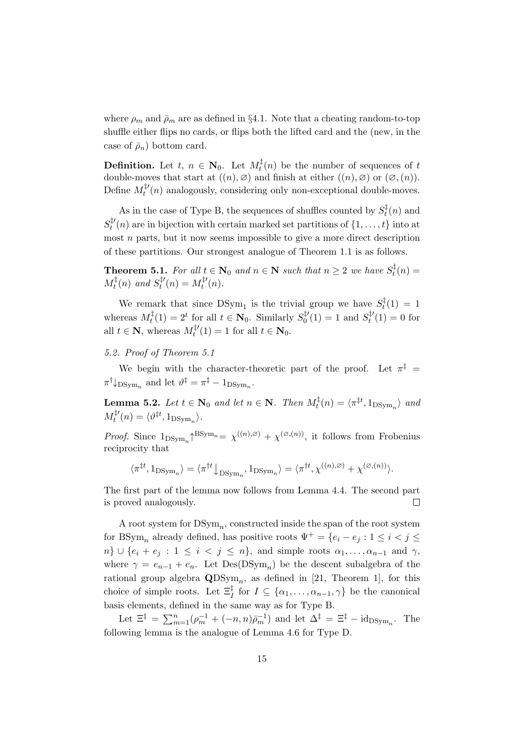where $\rho_m$ and $\bar{\rho}_m$ are as defined in §4.1. Note that a cheating random-to-top shuffle either flips no cards, or flips both the lifted card and the (new, in the case of $\bar{\rho}_n$) bottom card.

**Definition.** Let $t,\ n \in \mathbf{N}_0$. Let $M_t^{\ddagger}(n)$ be the number of sequences of $t$ double-moves that start at $((n), \varnothing)$ and finish at either $((n), \varnothing)$ or $(\varnothing, (n))$. Define $M_t^{\ddagger\prime}(n)$ analogously, considering only non-exceptional double-moves.

As in the case of Type B, the sequences of shuffles counted by $S_t^{\ddagger}(n)$ and $S_t^{\ddagger\prime}(n)$ are in bijection with certain marked set partitions of $\{1, \ldots, t\}$ into at most $n$ parts, but it now seems impossible to give a more direct description of these partitions. Our strongest analogue of Theorem 1.1 is as follows.

**Theorem 5.1.** *For all $t \in \mathbf{N}_0$ and $n \in \mathbf{N}$ such that $n \geq 2$ we have $S_t^{\ddagger}(n) = M_t^{\ddagger}(n)$ and $S_t^{\ddagger\prime}(n) = M_t^{\ddagger\prime}(n)$.*

We remark that since $\mathrm{DSym}_1$ is the trivial group we have $S_t^{\ddagger}(1) = 1$ whereas $M_t^{\ddagger}(1) = 2^t$ for all $t \in \mathbf{N}_0$. Similarly $S_0^{\ddagger\prime}(1) = 1$ and $S_t^{\ddagger\prime}(1) = 0$ for all $t \in \mathbf{N}$, whereas $M_t^{\ddagger\prime}(1) = 1$ for all $t \in \mathbf{N}_0$.

### *5.2. Proof of Theorem 5.1*

We begin with the character-theoretic part of the proof. Let $\pi^{\ddagger} = \pi^{\dagger}\big\downarrow_{\mathrm{DSym}_n}$ and let $\vartheta^{\ddagger} = \pi^{\ddagger} - 1_{\mathrm{DSym}_n}$.

**Lemma 5.2.** *Let $t \in \mathbf{N}_0$ and let $n \in \mathbf{N}$. Then $M_t^{\ddagger}(n) = \langle \pi^{\ddagger t}, 1_{\mathrm{DSym}_n} \rangle$ and $M_t^{\ddagger\prime}(n) = \langle \vartheta^{\ddagger t}, 1_{\mathrm{DSym}_n} \rangle$.*

*Proof.* Since $1_{\mathrm{DSym}_n}\big\uparrow^{\mathrm{BSym}_n} = \chi^{((n),\varnothing)} + \chi^{(\varnothing,(n))}$, it follows from Frobenius reciprocity that

$$\langle \pi^{\ddagger t}, 1_{\mathrm{DSym}_n} \rangle = \langle \pi^{\dagger t}\big\downarrow_{\mathrm{DSym}_n}, 1_{\mathrm{DSym}_n} \rangle = \langle \pi^{\dagger t}, \chi^{((n),\varnothing)} + \chi^{(\varnothing,(n))} \rangle.$$

The first part of the lemma now follows from Lemma 4.4. The second part is proved analogously. $\square$

A root system for $\mathrm{DSym}_n$, constructed inside the span of the root system for $\mathrm{BSym}_n$ already defined, has positive roots $\Psi^+ = \{e_i - e_j : 1 \leq i < j \leq n\} \cup \{e_i + e_j : 1 \leq i < j \leq n\}$, and simple roots $\alpha_1, \ldots, \alpha_{n-1}$ and $\gamma$, where $\gamma = e_{n-1} + e_n$. Let $\mathrm{Des}(\mathrm{DSym}_n)$ be the descent subalgebra of the rational group algebra $\mathbf{Q}\mathrm{DSym}_n$, as defined in [21, Theorem 1], for this choice of simple roots. Let $\Xi_I^{\ddagger}$ for $I \subseteq \{\alpha_1, \ldots, \alpha_{n-1}, \gamma\}$ be the canonical basis elements, defined in the same way as for Type B.

Let $\Xi^{\ddagger} = \sum_{m=1}^{n} (\rho_m^{-1} + (-n, n)\bar{\rho}_m^{-1})$ and let $\Delta^{\ddagger} = \Xi^{\ddagger} - \mathrm{id}_{\mathrm{DSym}_n}$. The following lemma is the analogue of Lemma 4.6 for Type D.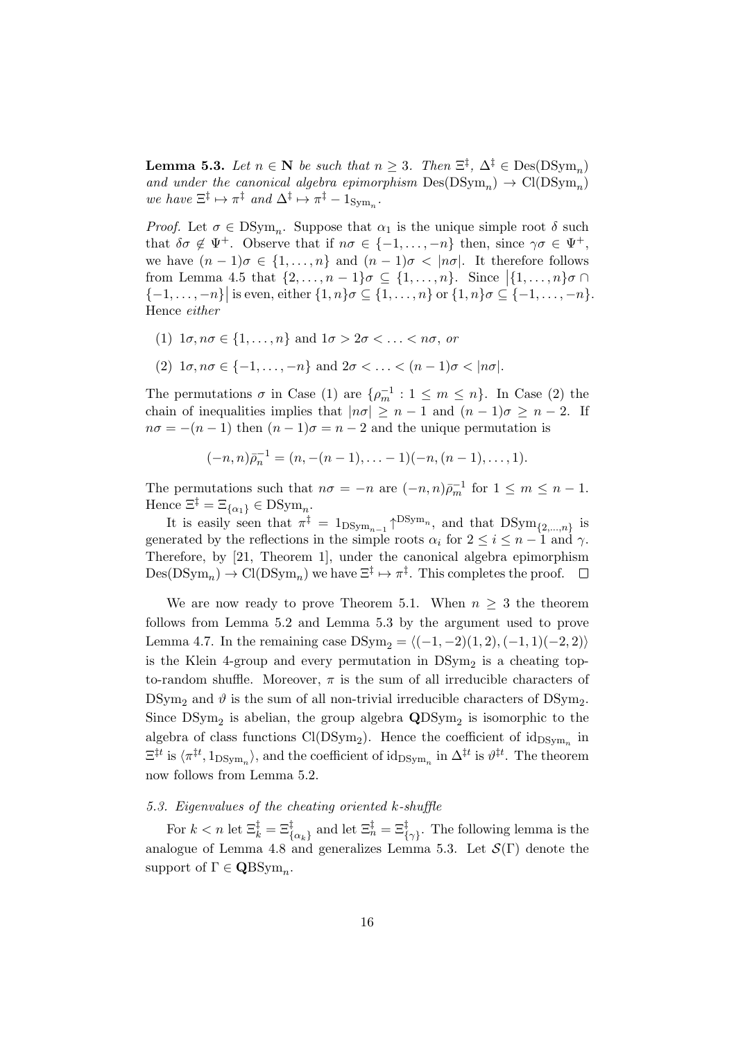**Lemma 5.3.** *Let $n \in \mathbf{N}$ be such that $n \geq 3$. Then $\Xi^\ddagger$, $\Delta^\ddagger \in \mathrm{Des}(\mathrm{DSym}_n)$ and under the canonical algebra epimorphism $\mathrm{Des}(\mathrm{DSym}_n) \to \mathrm{Cl}(\mathrm{DSym}_n)$ we have $\Xi^\ddagger \mapsto \pi^\ddagger$ and $\Delta^\ddagger \mapsto \pi^\ddagger - 1_{\mathrm{Sym}_n}$.*

*Proof.* Let $\sigma \in \mathrm{DSym}_n$. Suppose that $\alpha_1$ is the unique simple root $\delta$ such that $\delta\sigma \notin \Psi^+$. Observe that if $n\sigma \in \{-1, \ldots, -n\}$ then, since $\gamma\sigma \in \Psi^+$, we have $(n-1)\sigma \in \{1, \ldots, n\}$ and $(n-1)\sigma < |n\sigma|$. It therefore follows from Lemma 4.5 that $\{2, \ldots, n-1\}\sigma \subseteq \{1, \ldots, n\}$. Since $\bigl|\{1, \ldots, n\}\sigma \cap \{-1, \ldots, -n\}\bigr|$ is even, either $\{1, n\}\sigma \subseteq \{1, \ldots, n\}$ or $\{1, n\}\sigma \subseteq \{-1, \ldots, -n\}$. Hence *either*

1. (1) $1\sigma, n\sigma \in \{1, \ldots, n\}$ and $1\sigma > 2\sigma < \ldots < n\sigma$, *or*
2. (2) $1\sigma, n\sigma \in \{-1, \ldots, -n\}$ and $2\sigma < \ldots < (n-1)\sigma < |n\sigma|$.

The permutations $\sigma$ in Case (1) are $\{\rho_m^{-1} : 1 \leq m \leq n\}$. In Case (2) the chain of inequalities implies that $|n\sigma| \geq n-1$ and $(n-1)\sigma \geq n-2$. If $n\sigma = -(n-1)$ then $(n-1)\sigma = n-2$ and the unique permutation is

$$(-n, n)\bar{\rho}_n^{-1} = (n, -(n-1), \ldots -1)(-n, (n-1), \ldots, 1).$$

The permutations such that $n\sigma = -n$ are $(-n, n)\bar{\rho}_m^{-1}$ for $1 \leq m \leq n-1$. Hence $\Xi^\ddagger = \Xi_{\{\alpha_1\}} \in \mathrm{DSym}_n$.

It is easily seen that $\pi^\ddagger = 1_{\mathrm{DSym}_{n-1}}\!\uparrow^{\mathrm{DSym}_n}$, and that $\mathrm{DSym}_{\{2,\ldots,n\}}$ is generated by the reflections in the simple roots $\alpha_i$ for $2 \leq i \leq n-1$ and $\gamma$. Therefore, by [21, Theorem 1], under the canonical algebra epimorphism $\mathrm{Des}(\mathrm{DSym}_n) \to \mathrm{Cl}(\mathrm{DSym}_n)$ we have $\Xi^\ddagger \mapsto \pi^\ddagger$. This completes the proof. $\square$

We are now ready to prove Theorem 5.1. When $n \geq 3$ the theorem follows from Lemma 5.2 and Lemma 5.3 by the argument used to prove Lemma 4.7. In the remaining case $\mathrm{DSym}_2 = \langle(-1, -2)(1, 2), (-1, 1)(-2, 2)\rangle$ is the Klein 4-group and every permutation in $\mathrm{DSym}_2$ is a cheating top-to-random shuffle. Moreover, $\pi$ is the sum of all irreducible characters of $\mathrm{DSym}_2$ and $\vartheta$ is the sum of all non-trivial irreducible characters of $\mathrm{DSym}_2$. Since $\mathrm{DSym}_2$ is abelian, the group algebra $\mathbf{Q}\mathrm{DSym}_2$ is isomorphic to the algebra of class functions $\mathrm{Cl}(\mathrm{DSym}_2)$. Hence the coefficient of $\mathrm{id}_{\mathrm{DSym}_n}$ in $\Xi^{\ddagger t}$ is $\langle \pi^{\ddagger t}, 1_{\mathrm{DSym}_n}\rangle$, and the coefficient of $\mathrm{id}_{\mathrm{DSym}_n}$ in $\Delta^{\ddagger t}$ is $\vartheta^{\ddagger t}$. The theorem now follows from Lemma 5.2.

*5.3. Eigenvalues of the cheating oriented $k$-shuffle*

For $k < n$ let $\Xi_k^\ddagger = \Xi_{\{\alpha_k\}}^\ddagger$ and let $\Xi_n^\ddagger = \Xi_{\{\gamma\}}^\ddagger$. The following lemma is the analogue of Lemma 4.8 and generalizes Lemma 5.3. Let $\mathcal{S}(\Gamma)$ denote the support of $\Gamma \in \mathbf{Q}\mathrm{BSym}_n$.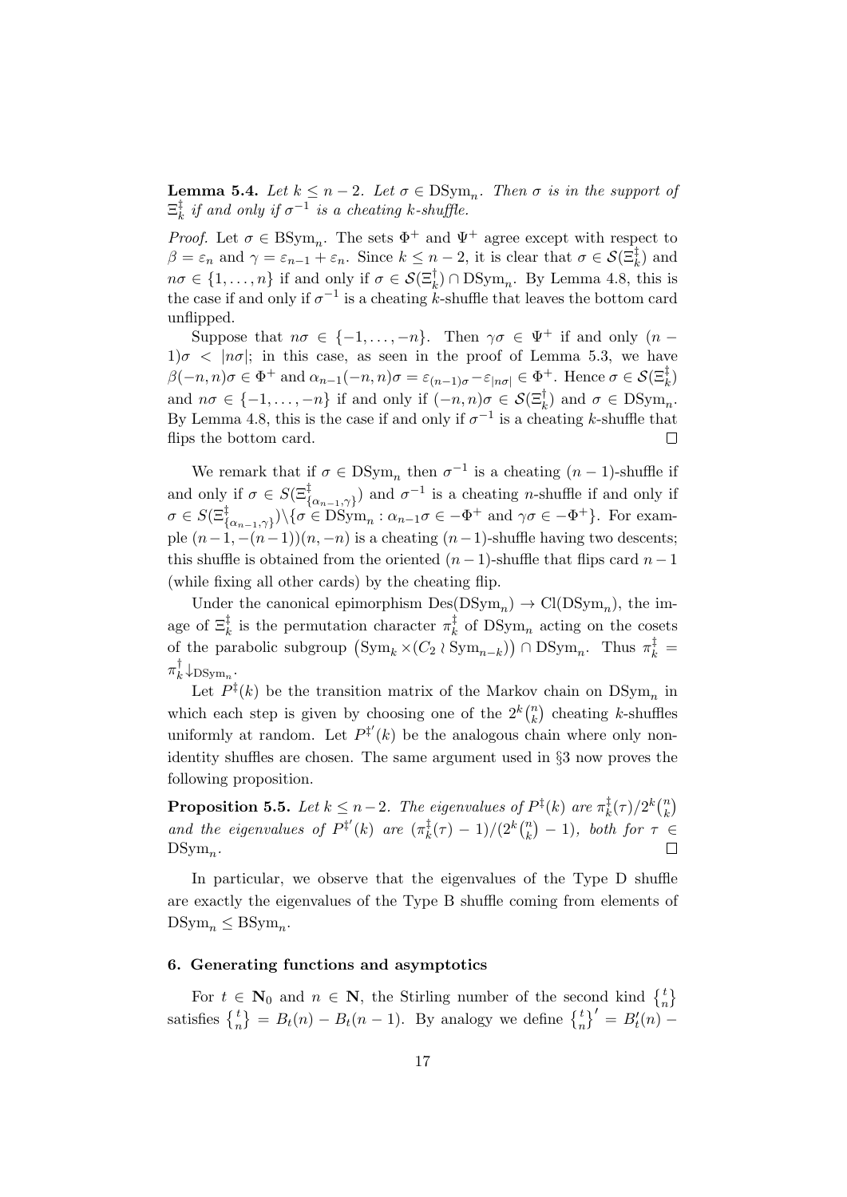**Lemma 5.4.** *Let $k \leq n-2$. Let $\sigma \in \mathrm{DSym}_n$. Then $\sigma$ is in the support of $\Xi^{\ddagger}_k$ if and only if $\sigma^{-1}$ is a cheating $k$-shuffle.*

*Proof.* Let $\sigma \in \mathrm{BSym}_n$. The sets $\Phi^+$ and $\Psi^+$ agree except with respect to $\beta = \varepsilon_n$ and $\gamma = \varepsilon_{n-1} + \varepsilon_n$. Since $k \leq n-2$, it is clear that $\sigma \in \mathcal{S}(\Xi^{\ddagger}_k)$ and $n\sigma \in \{1, \ldots, n\}$ if and only if $\sigma \in \mathcal{S}(\Xi^{\dagger}_k) \cap \mathrm{DSym}_n$. By Lemma 4.8, this is the case if and only if $\sigma^{-1}$ is a cheating $k$-shuffle that leaves the bottom card unflipped.

Suppose that $n\sigma \in \{-1, \ldots, -n\}$. Then $\gamma\sigma \in \Psi^+$ if and only $(n-1)\sigma < |n\sigma|$; in this case, as seen in the proof of Lemma 5.3, we have $\beta(-n,n)\sigma \in \Phi^+$ and $\alpha_{n-1}(-n,n)\sigma = \varepsilon_{(n-1)\sigma} - \varepsilon_{|n\sigma|} \in \Phi^+$. Hence $\sigma \in \mathcal{S}(\Xi^{\ddagger}_k)$ and $n\sigma \in \{-1, \ldots, -n\}$ if and only if $(-n,n)\sigma \in \mathcal{S}(\Xi^{\dagger}_k)$ and $\sigma \in \mathrm{DSym}_n$. By Lemma 4.8, this is the case if and only if $\sigma^{-1}$ is a cheating $k$-shuffle that flips the bottom card. $\square$

We remark that if $\sigma \in \mathrm{DSym}_n$ then $\sigma^{-1}$ is a cheating $(n-1)$-shuffle if and only if $\sigma \in S(\Xi^{\ddagger}_{\{\alpha_{n-1},\gamma\}})$ and $\sigma^{-1}$ is a cheating $n$-shuffle if and only if $\sigma \in S(\Xi^{\ddagger}_{\{\alpha_{n-1},\gamma\}}) \backslash \{\sigma \in \mathrm{DSym}_n : \alpha_{n-1}\sigma \in -\Phi^+ \text{ and } \gamma\sigma \in -\Phi^+\}$. For example $(n-1, -(n-1))(n, -n)$ is a cheating $(n-1)$-shuffle having two descents; this shuffle is obtained from the oriented $(n-1)$-shuffle that flips card $n-1$ (while fixing all other cards) by the cheating flip.

Under the canonical epimorphism $\mathrm{Des}(\mathrm{DSym}_n) \to \mathrm{Cl}(\mathrm{DSym}_n)$, the image of $\Xi^{\ddagger}_k$ is the permutation character $\pi^{\ddagger}_k$ of $\mathrm{DSym}_n$ acting on the cosets of the parabolic subgroup $\big(\mathrm{Sym}_k \times (C_2 \wr \mathrm{Sym}_{n-k})\big) \cap \mathrm{DSym}_n$. Thus $\pi^{\ddagger}_k = \pi^{\dagger}_k\!\downarrow_{\mathrm{DSym}_n}$.

Let $P^{\ddagger}(k)$ be the transition matrix of the Markov chain on $\mathrm{DSym}_n$ in which each step is given by choosing one of the $2^k\binom{n}{k}$ cheating $k$-shuffles uniformly at random. Let $P^{\ddagger'}(k)$ be the analogous chain where only non-identity shuffles are chosen. The same argument used in §3 now proves the following proposition.

**Proposition 5.5.** *Let $k \leq n-2$. The eigenvalues of $P^{\ddagger}(k)$ are $\pi^{\ddagger}_k(\tau)/2^k\binom{n}{k}$ and the eigenvalues of $P^{\ddagger'}(k)$ are $(\pi^{\ddagger}_k(\tau) - 1)/(2^k\binom{n}{k} - 1)$, both for $\tau \in \mathrm{DSym}_n$.* $\square$

In particular, we observe that the eigenvalues of the Type D shuffle are exactly the eigenvalues of the Type B shuffle coming from elements of $\mathrm{DSym}_n \leq \mathrm{BSym}_n$.

## 6. Generating functions and asymptotics

For $t \in \mathbf{N}_0$ and $n \in \mathbf{N}$, the Stirling number of the second kind $\left\{{t \atop n}\right\}$ satisfies $\left\{{t \atop n}\right\} = B_t(n) - B_t(n-1)$. By analogy we define $\left\{{t \atop n}\right\}' = B'_t(n) -$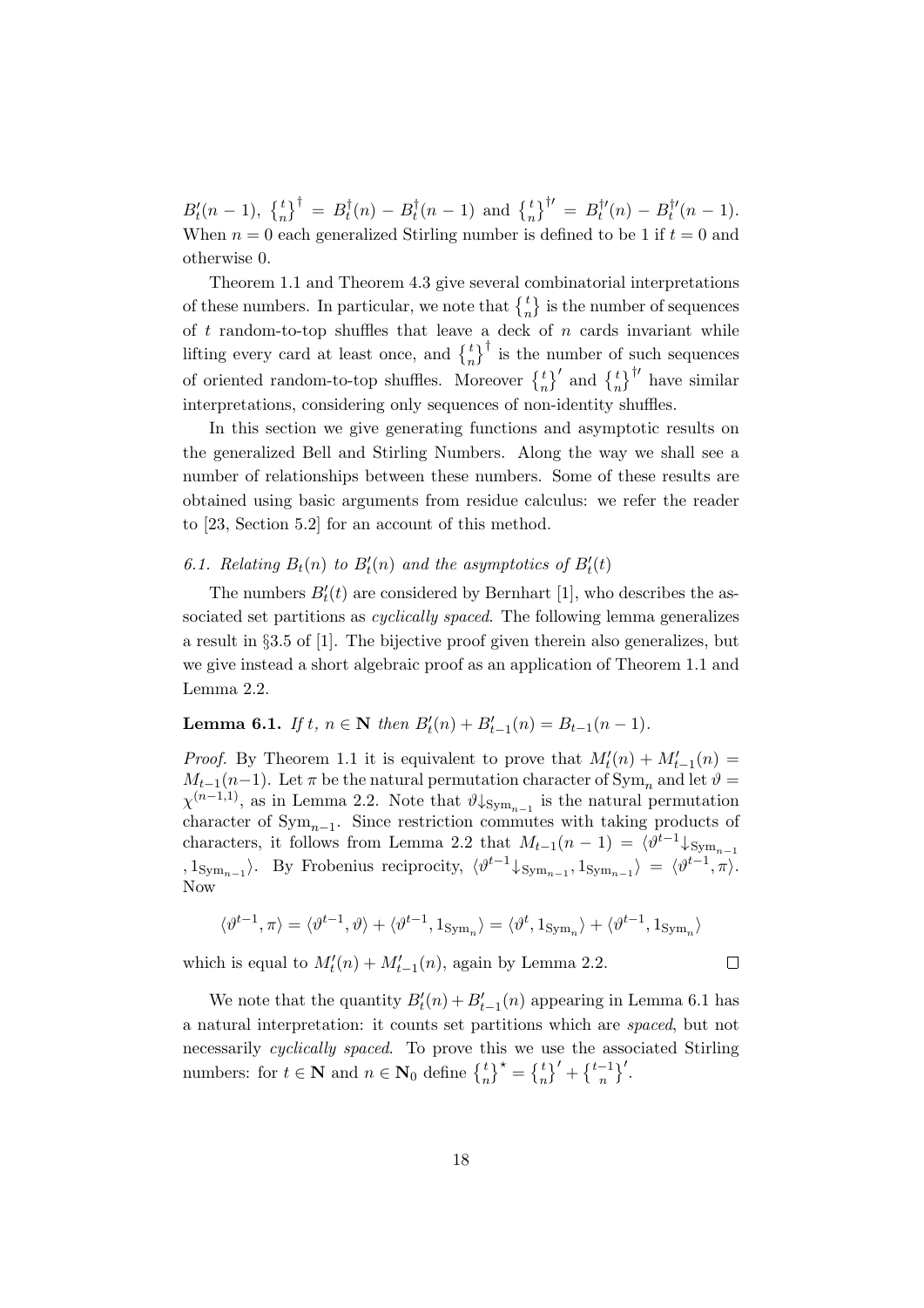$B'_t(n-1)$, $\left\{{t \atop n}\right\}^\dagger = B^\dagger_t(n) - B^\dagger_t(n-1)$ and $\left\{{t \atop n}\right\}^{\dagger\prime} = B^{\dagger\prime}_t(n) - B^{\dagger\prime}_t(n-1)$. When $n = 0$ each generalized Stirling number is defined to be 1 if $t = 0$ and otherwise 0.

Theorem 1.1 and Theorem 4.3 give several combinatorial interpretations of these numbers. In particular, we note that $\left\{{t \atop n}\right\}$ is the number of sequences of $t$ random-to-top shuffles that leave a deck of $n$ cards invariant while lifting every card at least once, and $\left\{{t \atop n}\right\}^\dagger$ is the number of such sequences of oriented random-to-top shuffles. Moreover $\left\{{t \atop n}\right\}'$ and $\left\{{t \atop n}\right\}^{\dagger\prime}$ have similar interpretations, considering only sequences of non-identity shuffles.

In this section we give generating functions and asymptotic results on the generalized Bell and Stirling Numbers. Along the way we shall see a number of relationships between these numbers. Some of these results are obtained using basic arguments from residue calculus: we refer the reader to [23, Section 5.2] for an account of this method.

### 6.1. Relating $B_t(n)$ to $B'_t(n)$ and the asymptotics of $B'_t(t)$

The numbers $B'_t(t)$ are considered by Bernhart [1], who describes the associated set partitions as *cyclically spaced*. The following lemma generalizes a result in §3.5 of [1]. The bijective proof given therein also generalizes, but we give instead a short algebraic proof as an application of Theorem 1.1 and Lemma 2.2.

**Lemma 6.1.** *If $t$, $n \in \mathbf{N}$ then $B'_t(n) + B'_{t-1}(n) = B_{t-1}(n-1)$.*

*Proof.* By Theorem 1.1 it is equivalent to prove that $M'_t(n) + M'_{t-1}(n) = M_{t-1}(n-1)$. Let $\pi$ be the natural permutation character of $\mathrm{Sym}_n$ and let $\vartheta = \chi^{(n-1,1)}$, as in Lemma 2.2. Note that $\vartheta\!\downarrow_{\mathrm{Sym}_{n-1}}$ is the natural permutation character of $\mathrm{Sym}_{n-1}$. Since restriction commutes with taking products of characters, it follows from Lemma 2.2 that $M_{t-1}(n-1) = \langle \vartheta^{t-1}\!\downarrow_{\mathrm{Sym}_{n-1}}, 1_{\mathrm{Sym}_{n-1}}\rangle$. By Frobenius reciprocity, $\langle \vartheta^{t-1}\!\downarrow_{\mathrm{Sym}_{n-1}}, 1_{\mathrm{Sym}_{n-1}}\rangle = \langle \vartheta^{t-1}, \pi\rangle$. Now

$$\langle \vartheta^{t-1}, \pi\rangle = \langle \vartheta^{t-1}, \vartheta\rangle + \langle \vartheta^{t-1}, 1_{\mathrm{Sym}_n}\rangle = \langle \vartheta^{t}, 1_{\mathrm{Sym}_n}\rangle + \langle \vartheta^{t-1}, 1_{\mathrm{Sym}_n}\rangle$$

which is equal to $M'_t(n) + M'_{t-1}(n)$, again by Lemma 2.2. $\square$

We note that the quantity $B'_t(n) + B'_{t-1}(n)$ appearing in Lemma 6.1 has a natural interpretation: it counts set partitions which are *spaced*, but not necessarily *cyclically spaced*. To prove this we use the associated Stirling numbers: for $t \in \mathbf{N}$ and $n \in \mathbf{N}_0$ define $\left\{{t \atop n}\right\}^\star = \left\{{t \atop n}\right\}' + \left\{{t-1 \atop n}\right\}'$.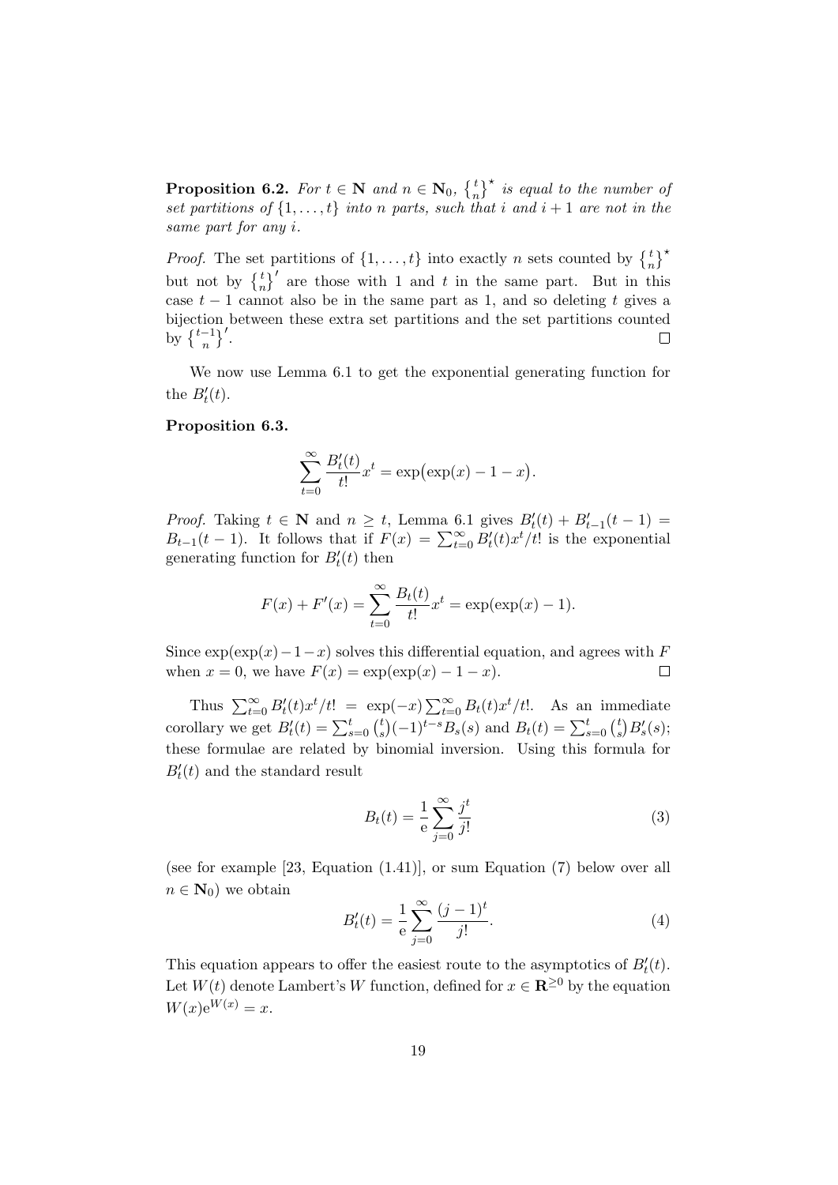**Proposition 6.2.** *For $t \in \mathbf{N}$ and $n \in \mathbf{N}_0$, $\left\{ {t \atop n} \right\}^\star$ is equal to the number of set partitions of $\{1, \ldots, t\}$ into $n$ parts, such that $i$ and $i+1$ are not in the same part for any $i$.*

*Proof.* The set partitions of $\{1, \ldots, t\}$ into exactly $n$ sets counted by $\left\{ {t \atop n} \right\}^\star$ but not by $\left\{ {t \atop n} \right\}'$ are those with 1 and $t$ in the same part. But in this case $t-1$ cannot also be in the same part as 1, and so deleting $t$ gives a bijection between these extra set partitions and the set partitions counted by $\left\{ {t-1 \atop n} \right\}'$. $\square$

We now use Lemma 6.1 to get the exponential generating function for the $B'_t(t)$.

**Proposition 6.3.**

$$\sum_{t=0}^{\infty} \frac{B'_t(t)}{t!} x^t = \exp\bigl(\exp(x) - 1 - x\bigr).$$

*Proof.* Taking $t \in \mathbf{N}$ and $n \geq t$, Lemma 6.1 gives $B'_t(t) + B'_{t-1}(t-1) = B_{t-1}(t-1)$. It follows that if $F(x) = \sum_{t=0}^{\infty} B'_t(t) x^t / t!$ is the exponential generating function for $B'_t(t)$ then

$$F(x) + F'(x) = \sum_{t=0}^{\infty} \frac{B_t(t)}{t!} x^t = \exp(\exp(x) - 1).$$

Since $\exp(\exp(x) - 1 - x)$ solves this differential equation, and agrees with $F$ when $x = 0$, we have $F(x) = \exp(\exp(x) - 1 - x)$. $\square$

Thus $\sum_{t=0}^{\infty} B'_t(t) x^t / t! = \exp(-x) \sum_{t=0}^{\infty} B_t(t) x^t / t!$. As an immediate corollary we get $B'_t(t) = \sum_{s=0}^{t} \binom{t}{s} (-1)^{t-s} B_s(s)$ and $B_t(t) = \sum_{s=0}^{t} \binom{t}{s} B'_s(s)$; these formulae are related by binomial inversion. Using this formula for $B'_t(t)$ and the standard result

$$B_t(t) = \frac{1}{\mathrm{e}} \sum_{j=0}^{\infty} \frac{j^t}{j!} \tag{3}$$

(see for example [23, Equation (1.41)], or sum Equation (7) below over all $n \in \mathbf{N}_0$) we obtain

$$B'_t(t) = \frac{1}{\mathrm{e}} \sum_{j=0}^{\infty} \frac{(j-1)^t}{j!}. \tag{4}$$

This equation appears to offer the easiest route to the asymptotics of $B'_t(t)$. Let $W(t)$ denote Lambert's $W$ function, defined for $x \in \mathbf{R}^{\geq 0}$ by the equation $W(x)\mathrm{e}^{W(x)} = x$.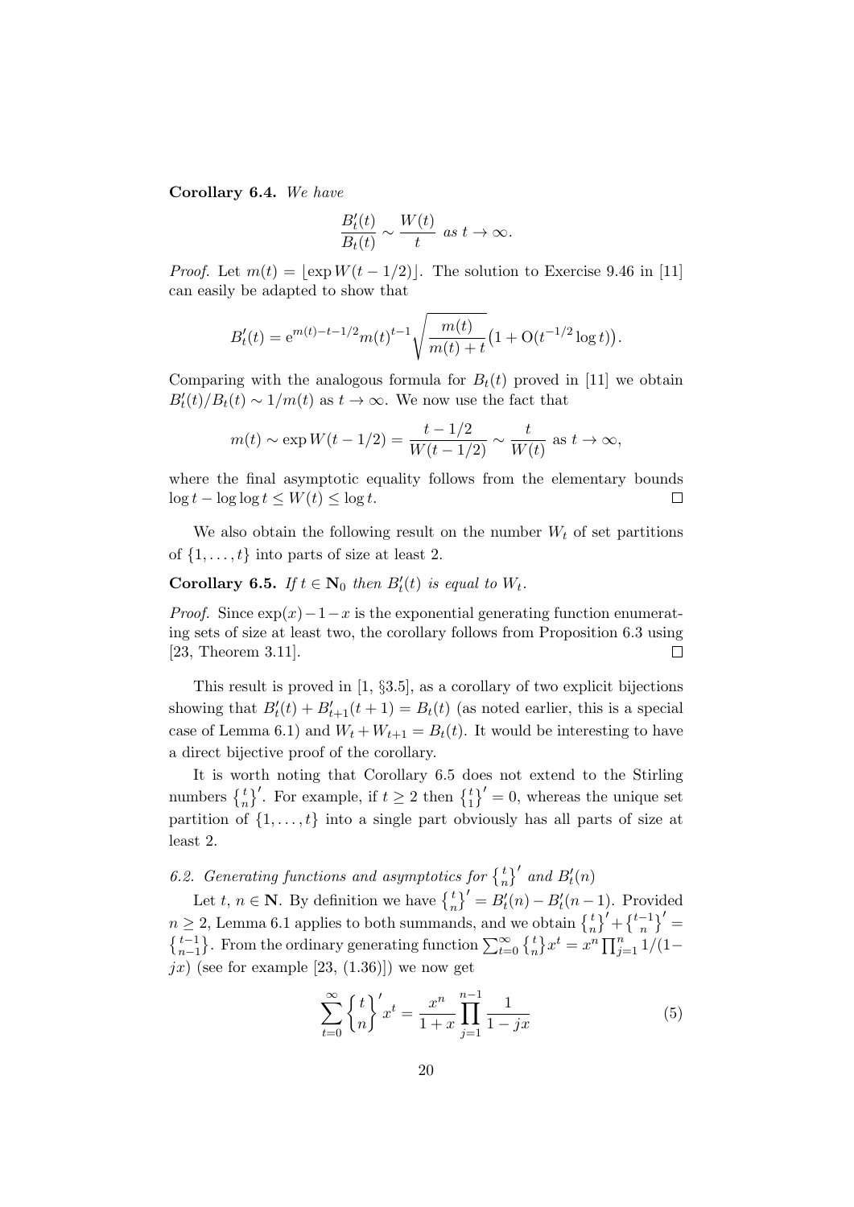**Corollary 6.4.** *We have*

$$\frac{B_t'(t)}{B_t(t)} \sim \frac{W(t)}{t} \text{ as } t \to \infty.$$

*Proof.* Let $m(t) = \lfloor \exp W(t - 1/2) \rfloor$. The solution to Exercise 9.46 in [11] can easily be adapted to show that

$$B_t'(t) = \mathrm{e}^{m(t)-t-1/2} m(t)^{t-1} \sqrt{\frac{m(t)}{m(t)+t}} \big(1 + \mathrm{O}(t^{-1/2} \log t)\big).$$

Comparing with the analogous formula for $B_t(t)$ proved in [11] we obtain $B_t'(t)/B_t(t) \sim 1/m(t)$ as $t \to \infty$. We now use the fact that

$$m(t) \sim \exp W(t - 1/2) = \frac{t - 1/2}{W(t - 1/2)} \sim \frac{t}{W(t)} \text{ as } t \to \infty,$$

where the final asymptotic equality follows from the elementary bounds $\log t - \log \log t \le W(t) \le \log t$. $\square$

We also obtain the following result on the number $W_t$ of set partitions of $\{1, \ldots, t\}$ into parts of size at least 2.

**Corollary 6.5.** *If $t \in \mathbf{N}_0$ then $B_t'(t)$ is equal to $W_t$.*

*Proof.* Since $\exp(x) - 1 - x$ is the exponential generating function enumerating sets of size at least two, the corollary follows from Proposition 6.3 using [23, Theorem 3.11]. $\square$

This result is proved in [1, §3.5], as a corollary of two explicit bijections showing that $B_t'(t) + B_{t+1}'(t+1) = B_t(t)$ (as noted earlier, this is a special case of Lemma 6.1) and $W_t + W_{t+1} = B_t(t)$. It would be interesting to have a direct bijective proof of the corollary.

It is worth noting that Corollary 6.5 does not extend to the Stirling numbers $\left\{ {t \atop n} \right\}'$. For example, if $t \ge 2$ then $\left\{ {t \atop 1} \right\}' = 0$, whereas the unique set partition of $\{1, \ldots, t\}$ into a single part obviously has all parts of size at least 2.

*6.2. Generating functions and asymptotics for $\left\{ {t \atop n} \right\}'$ and $B_t'(n)$*

Let $t$, $n \in \mathbf{N}$. By definition we have $\left\{ {t \atop n} \right\}' = B_t'(n) - B_t'(n-1)$. Provided $n \ge 2$, Lemma 6.1 applies to both summands, and we obtain $\left\{ {t \atop n} \right\}' + \left\{ {t-1 \atop n} \right\}' = \left\{ {t-1 \atop n-1} \right\}$. From the ordinary generating function $\sum_{t=0}^{\infty} \left\{ {t \atop n} \right\} x^t = x^n \prod_{j=1}^{n} 1/(1 - jx)$ (see for example [23, (1.36)]) we now get

$$\sum_{t=0}^{\infty} \left\{ {t \atop n} \right\}' x^t = \frac{x^n}{1+x} \prod_{j=1}^{n-1} \frac{1}{1 - jx} \tag{5}$$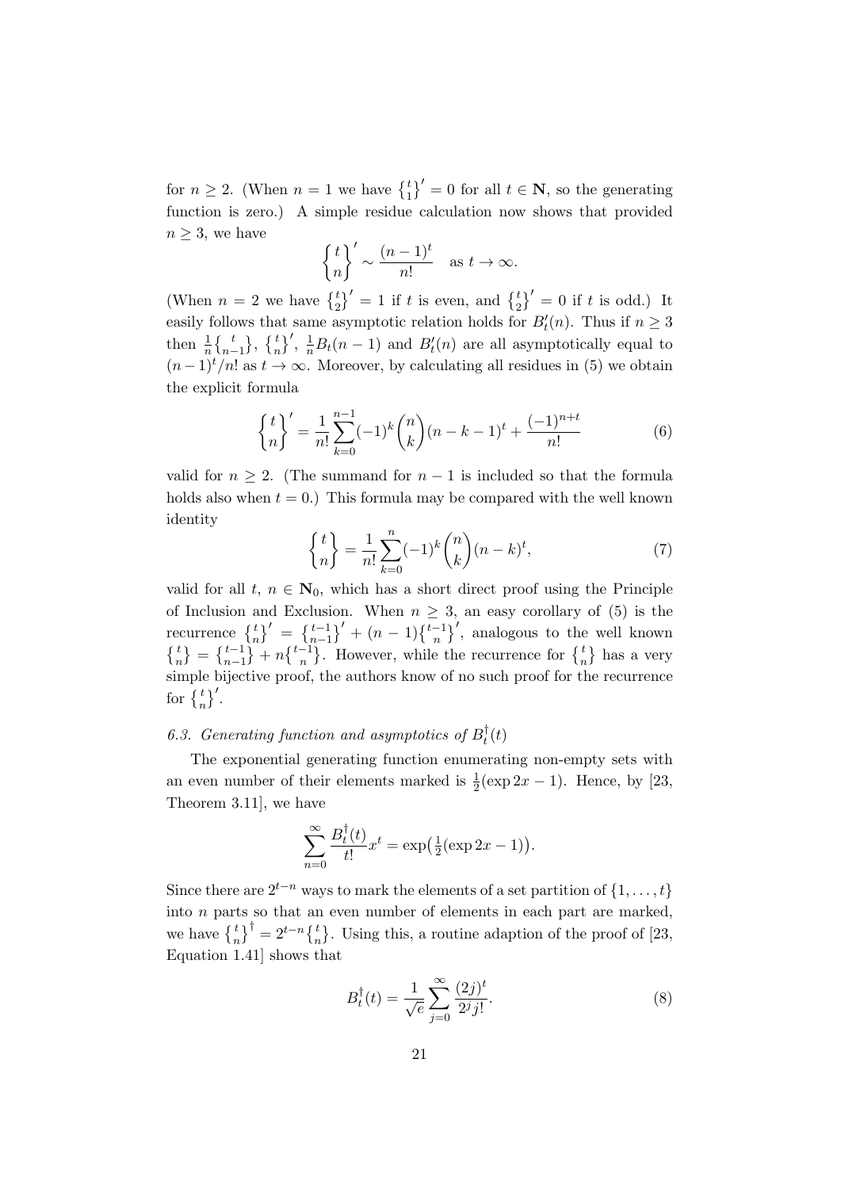for $n \geq 2$. (When $n = 1$ we have ${t \brace 1}' = 0$ for all $t \in \mathbf{N}$, so the generating function is zero.) A simple residue calculation now shows that provided $n \geq 3$, we have

$$
{t \brace n}' \sim \frac{(n-1)^t}{n!} \quad \text{as } t \to \infty.
$$

(When $n = 2$ we have ${t \brace 2}' = 1$ if $t$ is even, and ${t \brace 2}' = 0$ if $t$ is odd.) It easily follows that same asymptotic relation holds for $B'_t(n)$. Thus if $n \geq 3$ then $\frac{1}{n}{t \brace n-1}$, ${t \brace n}'$, $\frac{1}{n}B_t(n-1)$ and $B'_t(n)$ are all asymptotically equal to $(n-1)^t/n!$ as $t \to \infty$. Moreover, by calculating all residues in (5) we obtain the explicit formula

$$
{t \brace n}' = \frac{1}{n!}\sum_{k=0}^{n-1}(-1)^k\binom{n}{k}(n-k-1)^t + \frac{(-1)^{n+t}}{n!} \tag{6}
$$

valid for $n \geq 2$. (The summand for $n-1$ is included so that the formula holds also when $t = 0$.) This formula may be compared with the well known identity

$$
{t \brace n} = \frac{1}{n!}\sum_{k=0}^{n}(-1)^k\binom{n}{k}(n-k)^t, \tag{7}
$$

valid for all $t$, $n \in \mathbf{N}_0$, which has a short direct proof using the Principle of Inclusion and Exclusion. When $n \geq 3$, an easy corollary of (5) is the recurrence ${t \brace n}' = {t-1 \brace n-1}' + (n-1){t-1 \brace n}'$, analogous to the well known ${t \brace n} = {t-1 \brace n-1} + n{t-1 \brace n}$. However, while the recurrence for ${t \brace n}$ has a very simple bijective proof, the authors know of no such proof for the recurrence for ${t \brace n}'$.

### *6.3. Generating function and asymptotics of $B^\dagger_t(t)$*

The exponential generating function enumerating non-empty sets with an even number of their elements marked is $\frac{1}{2}(\exp 2x - 1)$. Hence, by [23, Theorem 3.11], we have

$$
\sum_{n=0}^{\infty}\frac{B^\dagger_t(t)}{t!}x^t = \exp\big(\tfrac{1}{2}(\exp 2x - 1)\big).
$$

Since there are $2^{t-n}$ ways to mark the elements of a set partition of $\{1, \ldots, t\}$ into $n$ parts so that an even number of elements in each part are marked, we have ${t \brace n}^\dagger = 2^{t-n}{t \brace n}$. Using this, a routine adaption of the proof of [23, Equation 1.41] shows that

$$
B^\dagger_t(t) = \frac{1}{\sqrt{e}}\sum_{j=0}^{\infty}\frac{(2j)^t}{2^j j!}. \tag{8}
$$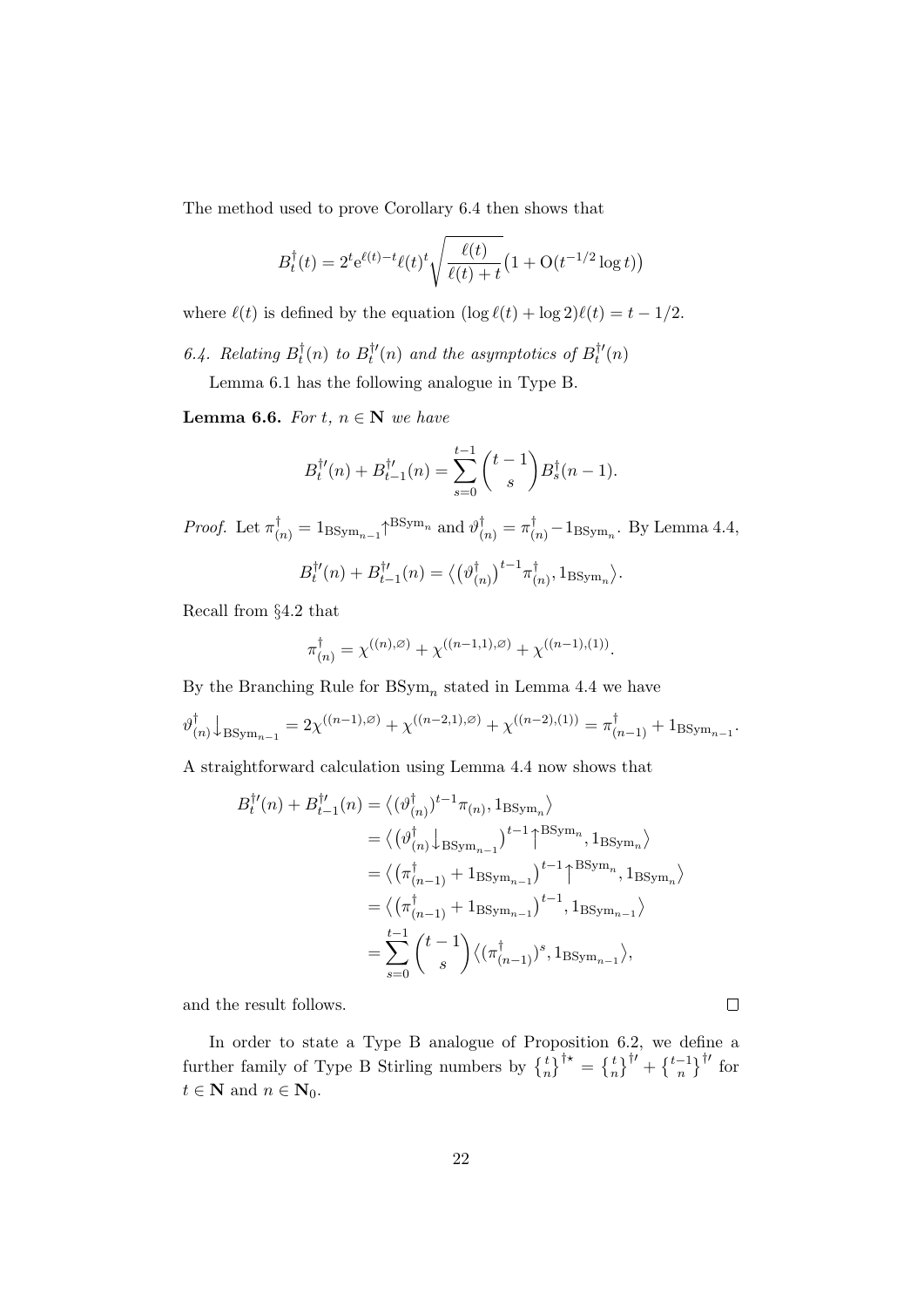The method used to prove Corollary 6.4 then shows that

$$B_t^\dagger(t) = 2^t \mathrm{e}^{\ell(t)-t}\ell(t)^t \sqrt{\frac{\ell(t)}{\ell(t)+t}}\big(1 + \mathrm{O}(t^{-1/2}\log t)\big)$$

where $\ell(t)$ is defined by the equation $(\log \ell(t) + \log 2)\ell(t) = t - 1/2$.

*6.4. Relating $B_t^\dagger(n)$ to $B_t^{\dagger\prime}(n)$ and the asymptotics of $B_t^{\dagger\prime}(n)$*

Lemma 6.1 has the following analogue in Type B.

**Lemma 6.6.** *For $t,\ n \in \mathbf{N}$ we have*

$$B_t^{\dagger\prime}(n) + B_{t-1}^{\dagger\prime}(n) = \sum_{s=0}^{t-1}\binom{t-1}{s} B_s^\dagger(n-1).$$

*Proof.* Let $\pi^\dagger_{(n)} = 1_{\mathrm{BSym}_{n-1}}\big\uparrow^{\mathrm{BSym}_n}$ and $\vartheta^\dagger_{(n)} = \pi^\dagger_{(n)} - 1_{\mathrm{BSym}_n}$. By Lemma 4.4,

$$B_t^{\dagger\prime}(n) + B_{t-1}^{\dagger\prime}(n) = \big\langle \big(\vartheta^\dagger_{(n)}\big)^{t-1}\pi^\dagger_{(n)}, 1_{\mathrm{BSym}_n}\big\rangle.$$

Recall from §4.2 that

$$\pi^\dagger_{(n)} = \chi^{((n),\varnothing)} + \chi^{((n-1,1),\varnothing)} + \chi^{((n-1),(1))}.$$

By the Branching Rule for $\mathrm{BSym}_n$ stated in Lemma 4.4 we have

$$\vartheta^\dagger_{(n)}\big\downarrow_{\mathrm{BSym}_{n-1}} = 2\chi^{((n-1),\varnothing)} + \chi^{((n-2,1),\varnothing)} + \chi^{((n-2),(1))} = \pi^\dagger_{(n-1)} + 1_{\mathrm{BSym}_{n-1}}.$$

A straightforward calculation using Lemma 4.4 now shows that

$$\begin{aligned}
B_t^{\dagger\prime}(n) + B_{t-1}^{\dagger\prime}(n) &= \big\langle (\vartheta^\dagger_{(n)})^{t-1}\pi_{(n)}, 1_{\mathrm{BSym}_n}\big\rangle \\
&= \big\langle \big(\vartheta^\dagger_{(n)}\big\downarrow_{\mathrm{BSym}_{n-1}}\big)^{t-1}\big\uparrow^{\mathrm{BSym}_n}, 1_{\mathrm{BSym}_n}\big\rangle \\
&= \big\langle \big(\pi^\dagger_{(n-1)} + 1_{\mathrm{BSym}_{n-1}}\big)^{t-1}\big\uparrow^{\mathrm{BSym}_n}, 1_{\mathrm{BSym}_n}\big\rangle \\
&= \big\langle \big(\pi^\dagger_{(n-1)} + 1_{\mathrm{BSym}_{n-1}}\big)^{t-1}, 1_{\mathrm{BSym}_{n-1}}\big\rangle \\
&= \sum_{s=0}^{t-1}\binom{t-1}{s}\big\langle (\pi^\dagger_{(n-1)})^s, 1_{\mathrm{BSym}_{n-1}}\big\rangle,
\end{aligned}$$

and the result follows. $\square$

In order to state a Type B analogue of Proposition 6.2, we define a further family of Type B Stirling numbers by $\left\{ {t \atop n} \right\}^{\dagger\star} = \left\{ {t \atop n} \right\}^{\dagger\prime} + \left\{ {t-1 \atop n} \right\}^{\dagger\prime}$ for $t \in \mathbf{N}$ and $n \in \mathbf{N}_0$.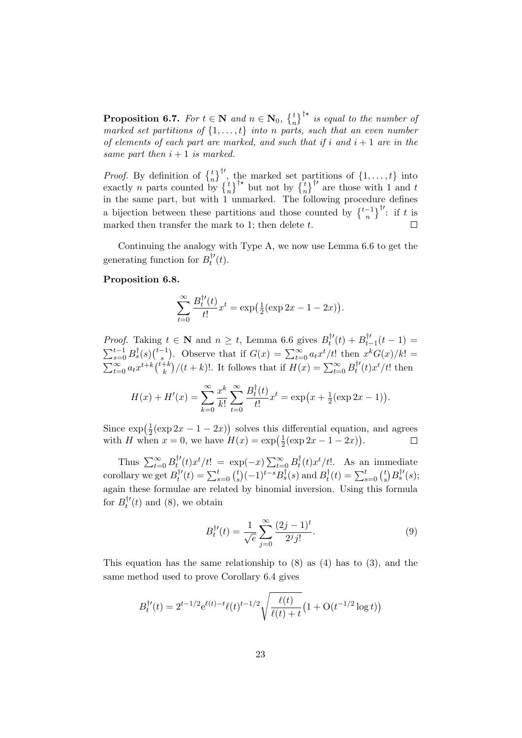**Proposition 6.7.** *For $t \in \mathbf{N}$ and $n \in \mathbf{N}_0$, $\left\{ {t \atop n} \right\}^{\dagger\star}$ is equal to the number of marked set partitions of $\{1,\ldots,t\}$ into $n$ parts, such that an even number of elements of each part are marked, and such that if $i$ and $i+1$ are in the same part then $i+1$ is marked.*

*Proof.* By definition of $\left\{ {t \atop n} \right\}^{\dagger\prime}$, the marked set partitions of $\{1,\ldots,t\}$ into exactly $n$ parts counted by $\left\{ {t \atop n} \right\}^{\dagger\star}$ but not by $\left\{ {t \atop n} \right\}^{\dagger\prime}$ are those with 1 and $t$ in the same part, but with 1 unmarked. The following procedure defines a bijection between these partitions and those counted by $\left\{ {t-1 \atop n} \right\}^{\dagger\prime}$: if $t$ is marked then transfer the mark to 1; then delete $t$. $\square$

Continuing the analogy with Type A, we now use Lemma 6.6 to get the generating function for $B_t^{\dagger\prime}(t)$.

**Proposition 6.8.**

$$\sum_{t=0}^{\infty} \frac{B_t^{\dagger\prime}(t)}{t!} x^t = \exp\bigl(\tfrac{1}{2}(\exp 2x - 1 - 2x)\bigr).$$

*Proof.* Taking $t \in \mathbf{N}$ and $n \geq t$, Lemma 6.6 gives $B_t^{\dagger\prime}(t) + B_{t-1}^{\dagger\prime}(t-1) = \sum_{s=0}^{t-1} B_s^{\dagger}(s)\binom{t-1}{s}$. Observe that if $G(x) = \sum_{t=0}^{\infty} a_t x^t/t!$ then $x^k G(x)/k! = \sum_{t=0}^{\infty} a_t x^{t+k}\binom{t+k}{k}/(t+k)!$. It follows that if $H(x) = \sum_{t=0}^{\infty} B_t^{\dagger\prime}(t) x^t/t!$ then

$$H(x) + H'(x) = \sum_{k=0}^{\infty} \frac{x^k}{k!} \sum_{t=0}^{\infty} \frac{B_t^{\dagger}(t)}{t!} x^t = \exp\bigl(x + \tfrac{1}{2}(\exp 2x - 1)\bigr).$$

Since $\exp\bigl(\frac{1}{2}(\exp 2x - 1 - 2x)\bigr)$ solves this differential equation, and agrees with $H$ when $x = 0$, we have $H(x) = \exp\bigl(\frac{1}{2}(\exp 2x - 1 - 2x)\bigr)$. $\square$

Thus $\sum_{t=0}^{\infty} B_t^{\dagger\prime}(t)x^t/t! = \exp(-x)\sum_{t=0}^{\infty} B_t^{\dagger}(t)x^t/t!$. As an immediate corollary we get $B_t^{\dagger\prime}(t) = \sum_{s=0}^{t}\binom{t}{s}(-1)^{t-s}B_s^{\dagger}(s)$ and $B_t^{\dagger}(t) = \sum_{s=0}^{t}\binom{t}{s}B_s^{\dagger\prime}(s)$; again these formulae are related by binomial inversion. Using this formula for $B_t^{\dagger\prime}(t)$ and (8), we obtain

$$B_t^{\dagger\prime}(t) = \frac{1}{\sqrt{e}} \sum_{j=0}^{\infty} \frac{(2j-1)^t}{2^j j!}. \tag{9}$$

This equation has the same relationship to (8) as (4) has to (3), and the same method used to prove Corollary 6.4 gives

$$B_t^{\dagger\prime}(t) = 2^{t-1/2} \mathrm{e}^{\ell(t)-t} \ell(t)^{t-1/2} \sqrt{\frac{\ell(t)}{\ell(t)+t}} \bigl(1 + \mathrm{O}(t^{-1/2}\log t)\bigr)$$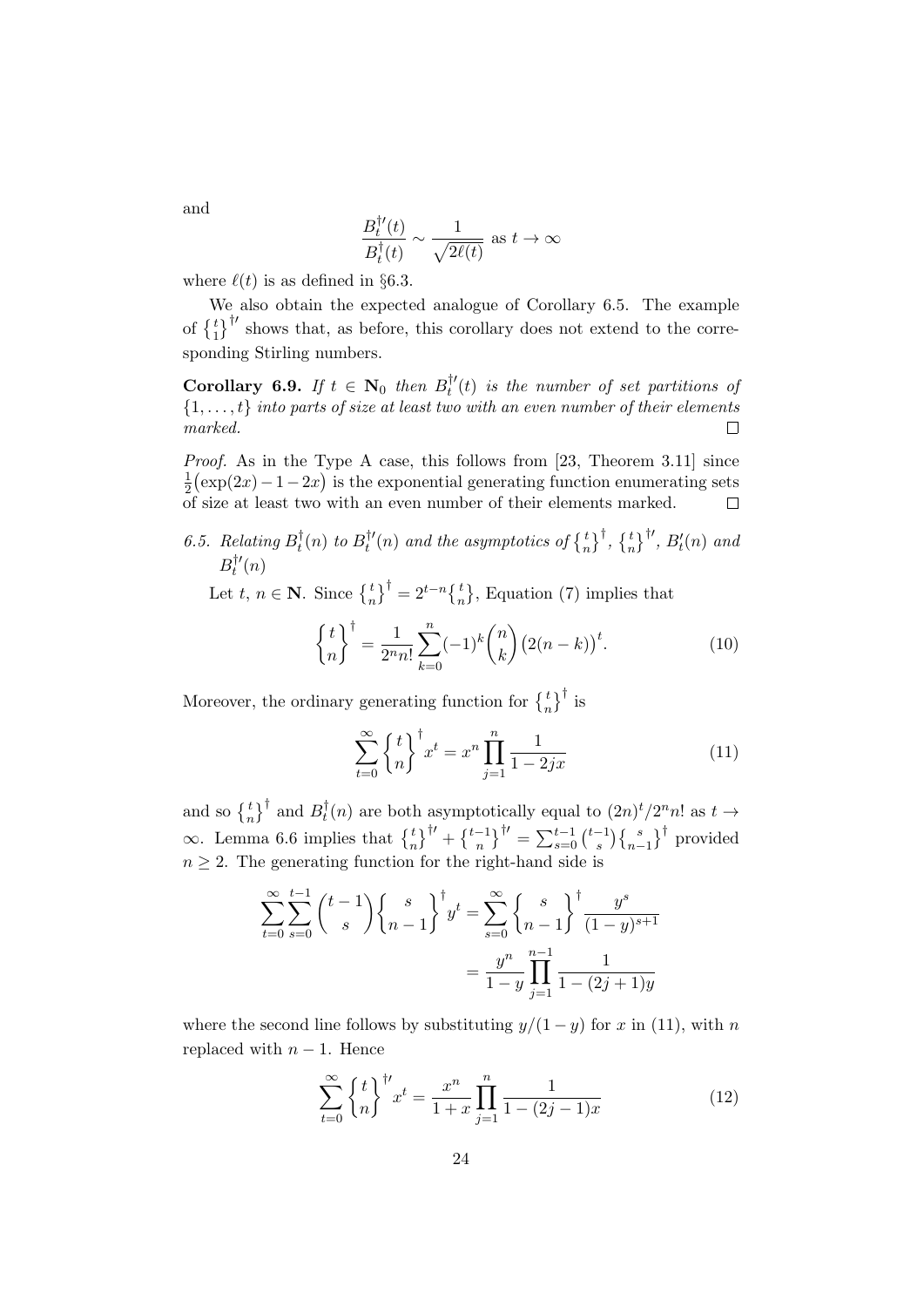and

$$\frac{B_t^{\dagger\prime}(t)}{B_t^{\dagger}(t)} \sim \frac{1}{\sqrt{2\ell(t)}} \text{ as } t \to \infty$$

where $\ell(t)$ is as defined in §6.3.

We also obtain the expected analogue of Corollary 6.5. The example of $\left\{ {t \atop 1} \right\}^{\dagger\prime}$ shows that, as before, this corollary does not extend to the corresponding Stirling numbers.

**Corollary 6.9.** *If $t \in \mathbf{N}_0$ then $B_t^{\dagger\prime}(t)$ is the number of set partitions of $\{1, \ldots, t\}$ into parts of size at least two with an even number of their elements marked.* □

*Proof.* As in the Type A case, this follows from [23, Theorem 3.11] since $\frac{1}{2}\big(\exp(2x) - 1 - 2x\big)$ is the exponential generating function enumerating sets of size at least two with an even number of their elements marked. □

*6.5. Relating $B_t^{\dagger}(n)$ to $B_t^{\dagger\prime}(n)$ and the asymptotics of $\left\{ {t \atop n} \right\}^{\dagger}$, $\left\{ {t \atop n} \right\}^{\dagger\prime}$, $B_t'(n)$ and $B_t^{\dagger\prime}(n)$*

Let $t$, $n \in \mathbf{N}$. Since $\left\{ {t \atop n} \right\}^{\dagger} = 2^{t-n}\left\{ {t \atop n} \right\}$, Equation (7) implies that

$$\left\{ {t \atop n} \right\}^{\dagger} = \frac{1}{2^n n!} \sum_{k=0}^{n} (-1)^k \binom{n}{k} \big(2(n-k)\big)^t. \tag{10}$$

Moreover, the ordinary generating function for $\left\{ {t \atop n} \right\}^{\dagger}$ is

$$\sum_{t=0}^{\infty} \left\{ {t \atop n} \right\}^{\dagger} x^t = x^n \prod_{j=1}^{n} \frac{1}{1 - 2jx} \tag{11}$$

and so $\left\{ {t \atop n} \right\}^{\dagger}$ and $B_t^{\dagger}(n)$ are both asymptotically equal to $(2n)^t/2^n n!$ as $t \to \infty$. Lemma 6.6 implies that $\left\{ {t \atop n} \right\}^{\dagger\prime} + \left\{ {t-1 \atop n} \right\}^{\dagger\prime} = \sum_{s=0}^{t-1} \binom{t-1}{s} \left\{ {s \atop n-1} \right\}^{\dagger}$ provided $n \geq 2$. The generating function for the right-hand side is

$$\begin{aligned}
\sum_{t=0}^{\infty} \sum_{s=0}^{t-1} \binom{t-1}{s} \left\{ {s \atop n-1} \right\}^{\dagger} y^t &= \sum_{s=0}^{\infty} \left\{ {s \atop n-1} \right\}^{\dagger} \frac{y^s}{(1-y)^{s+1}} \\
&= \frac{y^n}{1-y} \prod_{j=1}^{n-1} \frac{1}{1-(2j+1)y}
\end{aligned}$$

where the second line follows by substituting $y/(1-y)$ for $x$ in (11), with $n$ replaced with $n-1$. Hence

$$\sum_{t=0}^{\infty} \left\{ {t \atop n} \right\}^{\dagger\prime} x^t = \frac{x^n}{1+x} \prod_{j=1}^{n} \frac{1}{1-(2j-1)x} \tag{12}$$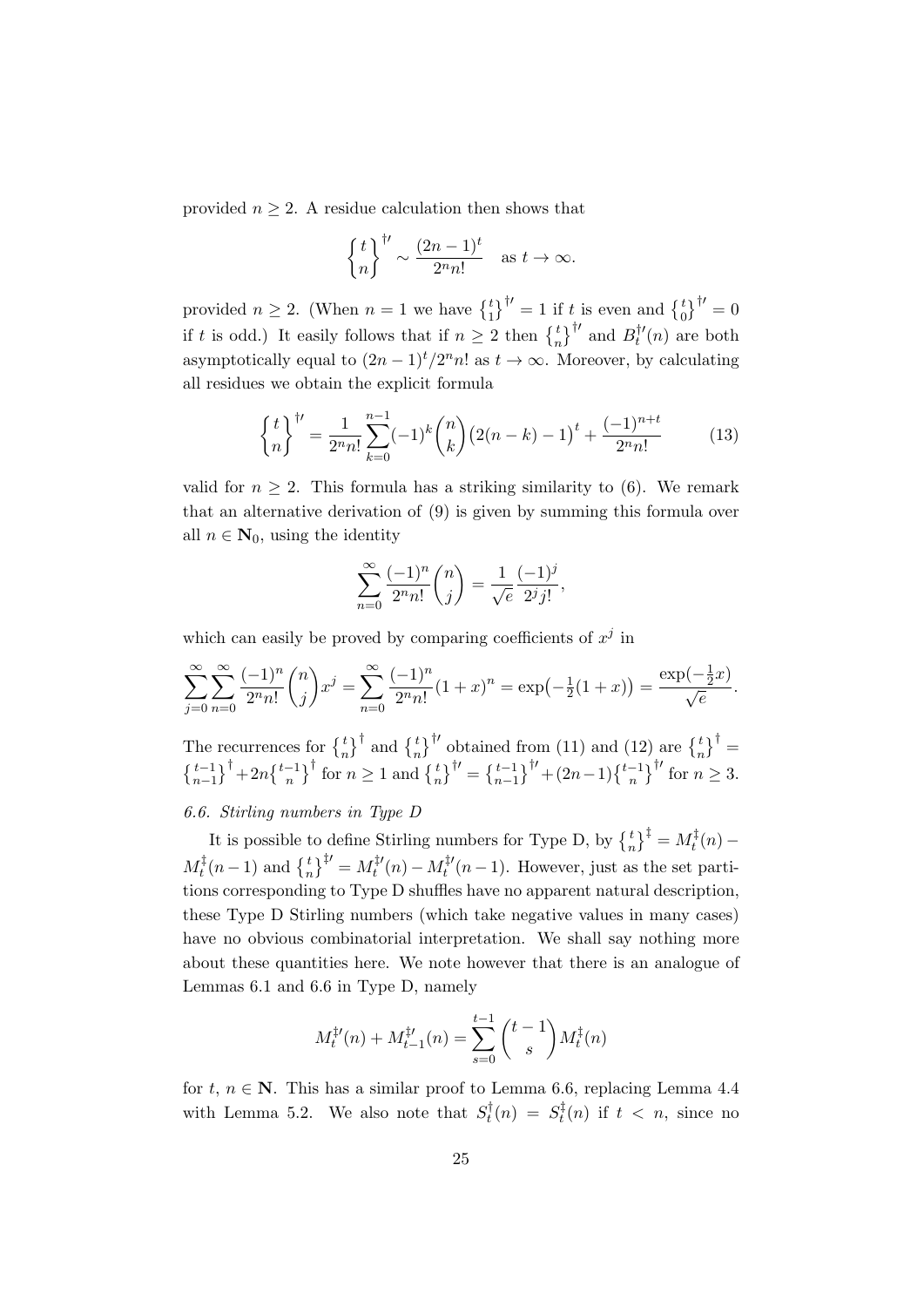provided $n \geq 2$. A residue calculation then shows that

$$\left\{ {t \atop n} \right\}^{\dagger\prime} \sim \frac{(2n-1)^t}{2^n n!} \quad \text{as } t \to \infty.$$

provided $n \geq 2$. (When $n = 1$ we have $\left\{ {t \atop 1} \right\}^{\dagger\prime} = 1$ if $t$ is even and $\left\{ {t \atop 0} \right\}^{\dagger\prime} = 0$ if $t$ is odd.) It easily follows that if $n \geq 2$ then $\left\{ {t \atop n} \right\}^{\dagger\prime}$ and $B_t^{\dagger\prime}(n)$ are both asymptotically equal to $(2n-1)^t/2^n n!$ as $t \to \infty$. Moreover, by calculating all residues we obtain the explicit formula

$$\left\{ {t \atop n} \right\}^{\dagger\prime} = \frac{1}{2^n n!} \sum_{k=0}^{n-1} (-1)^k \binom{n}{k} \big(2(n-k) - 1\big)^t + \frac{(-1)^{n+t}}{2^n n!} \tag{13}$$

valid for $n \geq 2$. This formula has a striking similarity to (6). We remark that an alternative derivation of (9) is given by summing this formula over all $n \in \mathbf{N}_0$, using the identity

$$\sum_{n=0}^{\infty} \frac{(-1)^n}{2^n n!} \binom{n}{j} = \frac{1}{\sqrt{e}} \frac{(-1)^j}{2^j j!},$$

which can easily be proved by comparing coefficients of $x^j$ in

$$\sum_{j=0}^{\infty} \sum_{n=0}^{\infty} \frac{(-1)^n}{2^n n!} \binom{n}{j} x^j = \sum_{n=0}^{\infty} \frac{(-1)^n}{2^n n!} (1+x)^n = \exp\big(-\tfrac{1}{2}(1+x)\big) = \frac{\exp(-\frac{1}{2}x)}{\sqrt{e}}.$$

The recurrences for $\left\{ {t \atop n} \right\}^{\dagger}$ and $\left\{ {t \atop n} \right\}^{\dagger\prime}$ obtained from (11) and (12) are $\left\{ {t \atop n} \right\}^{\dagger} = \left\{ {t-1 \atop n-1} \right\}^{\dagger} + 2n \left\{ {t-1 \atop n} \right\}^{\dagger}$ for $n \geq 1$ and $\left\{ {t \atop n} \right\}^{\dagger\prime} = \left\{ {t-1 \atop n-1} \right\}^{\dagger\prime} + (2n-1) \left\{ {t-1 \atop n} \right\}^{\dagger\prime}$ for $n \geq 3$.

*6.6. Stirling numbers in Type D*

It is possible to define Stirling numbers for Type D, by $\left\{ {t \atop n} \right\}^{\ddagger} = M_t^{\ddagger}(n) - M_t^{\ddagger}(n-1)$ and $\left\{ {t \atop n} \right\}^{\ddagger\prime} = M_t^{\ddagger\prime}(n) - M_t^{\ddagger\prime}(n-1)$. However, just as the set partitions corresponding to Type D shuffles have no apparent natural description, these Type D Stirling numbers (which take negative values in many cases) have no obvious combinatorial interpretation. We shall say nothing more about these quantities here. We note however that there is an analogue of Lemmas 6.1 and 6.6 in Type D, namely

$$M_t^{\ddagger\prime}(n) + M_{t-1}^{\ddagger\prime}(n) = \sum_{s=0}^{t-1} \binom{t-1}{s} M_t^{\ddagger}(n)$$

for $t$, $n \in \mathbf{N}$. This has a similar proof to Lemma 6.6, replacing Lemma 4.4 with Lemma 5.2. We also note that $S_t^{\dagger}(n) = S_t^{\ddagger}(n)$ if $t < n$, since no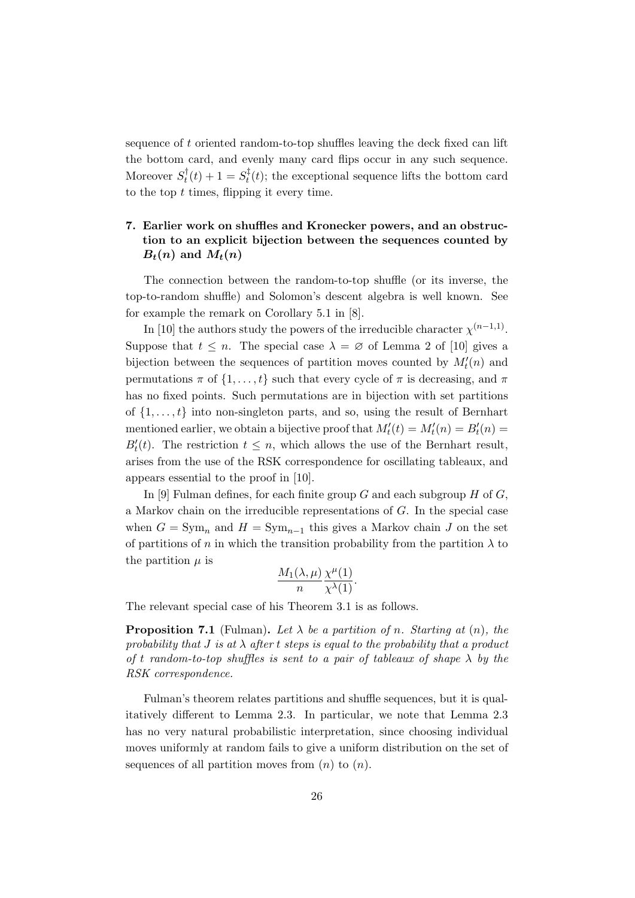sequence of $t$ oriented random-to-top shuffles leaving the deck fixed can lift the bottom card, and evenly many card flips occur in any such sequence. Moreover $S_t^\dagger(t) + 1 = S_t^\ddagger(t)$; the exceptional sequence lifts the bottom card to the top $t$ times, flipping it every time.

## 7. Earlier work on shuffles and Kronecker powers, and an obstruction to an explicit bijection between the sequences counted by $B_t(n)$ and $M_t(n)$

The connection between the random-to-top shuffle (or its inverse, the top-to-random shuffle) and Solomon's descent algebra is well known. See for example the remark on Corollary 5.1 in [8].

In [10] the authors study the powers of the irreducible character $\chi^{(n-1,1)}$. Suppose that $t \leq n$. The special case $\lambda = \varnothing$ of Lemma 2 of [10] gives a bijection between the sequences of partition moves counted by $M'_t(n)$ and permutations $\pi$ of $\{1, \ldots, t\}$ such that every cycle of $\pi$ is decreasing, and $\pi$ has no fixed points. Such permutations are in bijection with set partitions of $\{1, \ldots, t\}$ into non-singleton parts, and so, using the result of Bernhart mentioned earlier, we obtain a bijective proof that $M'_t(t) = M'_t(n) = B'_t(n) = B'_t(t)$. The restriction $t \leq n$, which allows the use of the Bernhart result, arises from the use of the RSK correspondence for oscillating tableaux, and appears essential to the proof in [10].

In [9] Fulman defines, for each finite group $G$ and each subgroup $H$ of $G$, a Markov chain on the irreducible representations of $G$. In the special case when $G = \mathrm{Sym}_n$ and $H = \mathrm{Sym}_{n-1}$ this gives a Markov chain $J$ on the set of partitions of $n$ in which the transition probability from the partition $\lambda$ to the partition $\mu$ is

$$\frac{M_1(\lambda, \mu)}{n} \frac{\chi^\mu(1)}{\chi^\lambda(1)}.$$

The relevant special case of his Theorem 3.1 is as follows.

**Proposition 7.1** (Fulman)**.** *Let $\lambda$ be a partition of $n$. Starting at $(n)$, the probability that $J$ is at $\lambda$ after $t$ steps is equal to the probability that a product of $t$ random-to-top shuffles is sent to a pair of tableaux of shape $\lambda$ by the RSK correspondence.*

Fulman's theorem relates partitions and shuffle sequences, but it is qualitatively different to Lemma 2.3. In particular, we note that Lemma 2.3 has no very natural probabilistic interpretation, since choosing individual moves uniformly at random fails to give a uniform distribution on the set of sequences of all partition moves from $(n)$ to $(n)$.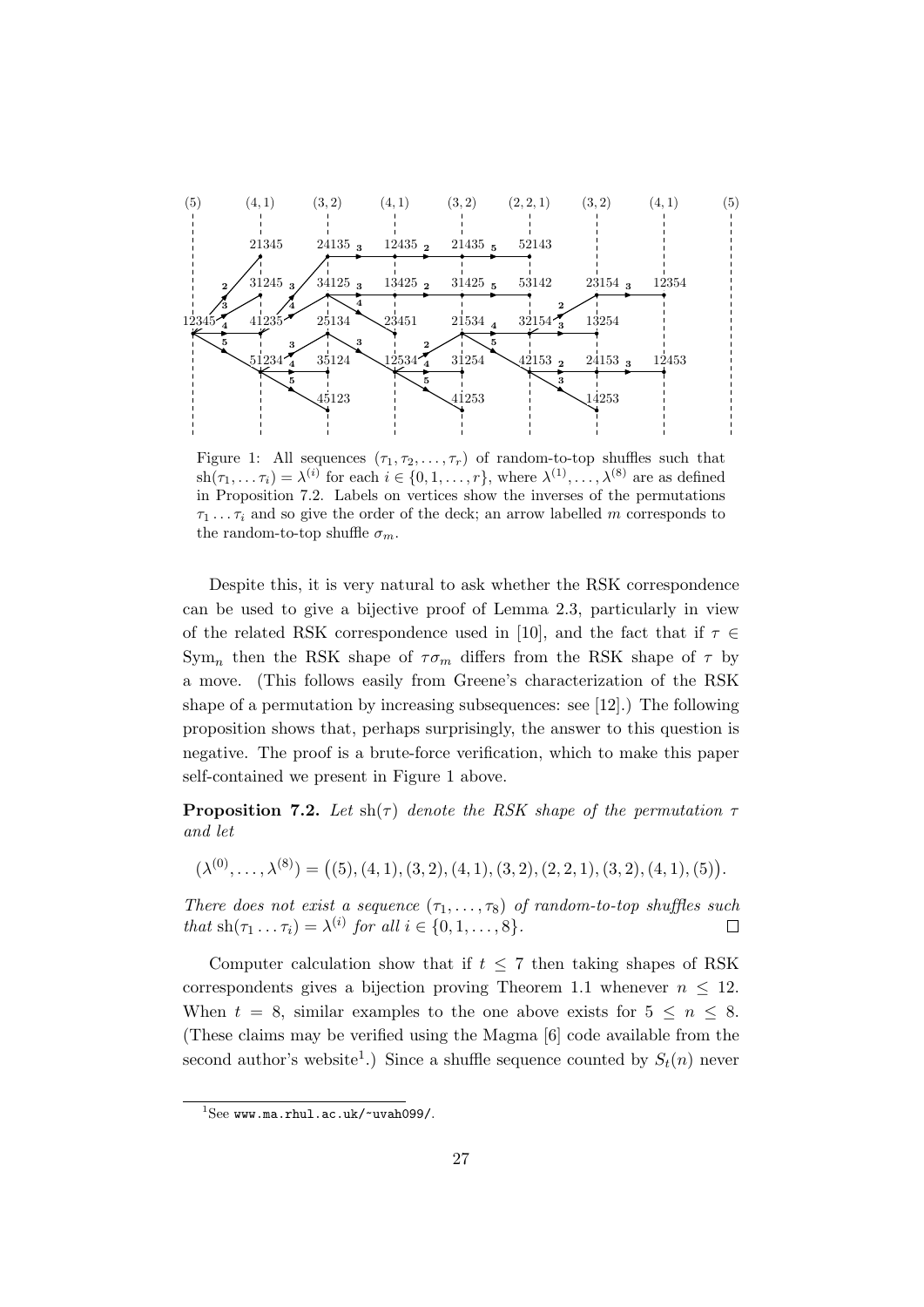Figure 1: All sequences $(\tau_1, \tau_2, \ldots, \tau_r)$ of random-to-top shuffles such that $\mathrm{sh}(\tau_1, \ldots \tau_i) = \lambda^{(i)}$ for each $i \in \{0, 1, \ldots, r\}$, where $\lambda^{(1)}, \ldots, \lambda^{(8)}$ are as defined in Proposition 7.2. Labels on vertices show the inverses of the permutations $\tau_1 \ldots \tau_i$ and so give the order of the deck; an arrow labelled $m$ corresponds to the random-to-top shuffle $\sigma_m$.

Despite this, it is very natural to ask whether the RSK correspondence can be used to give a bijective proof of Lemma 2.3, particularly in view of the related RSK correspondence used in [10], and the fact that if $\tau \in \mathrm{Sym}_n$ then the RSK shape of $\tau\sigma_m$ differs from the RSK shape of $\tau$ by a move. (This follows easily from Greene's characterization of the RSK shape of a permutation by increasing subsequences: see [12].) The following proposition shows that, perhaps surprisingly, the answer to this question is negative. The proof is a brute-force verification, which to make this paper self-contained we present in Figure 1 above.

**Proposition 7.2.** *Let* $\mathrm{sh}(\tau)$ *denote the RSK shape of the permutation* $\tau$ *and let*

$$(\lambda^{(0)}, \ldots, \lambda^{(8)}) = \big((5), (4,1), (3,2), (4,1), (3,2), (2,2,1), (3,2), (4,1), (5)\big).$$

*There does not exist a sequence* $(\tau_1, \ldots, \tau_8)$ *of random-to-top shuffles such that* $\mathrm{sh}(\tau_1 \ldots \tau_i) = \lambda^{(i)}$ *for all* $i \in \{0, 1, \ldots, 8\}$. □

Computer calculation show that if $t \leq 7$ then taking shapes of RSK correspondents gives a bijection proving Theorem 1.1 whenever $n \leq 12$. When $t = 8$, similar examples to the one above exists for $5 \leq n \leq 8$. (These claims may be verified using the Magma [6] code available from the second author's website[1].) Since a shuffle sequence counted by $S_t(n)$ never

[1] See www.ma.rhul.ac.uk/~uvah099/.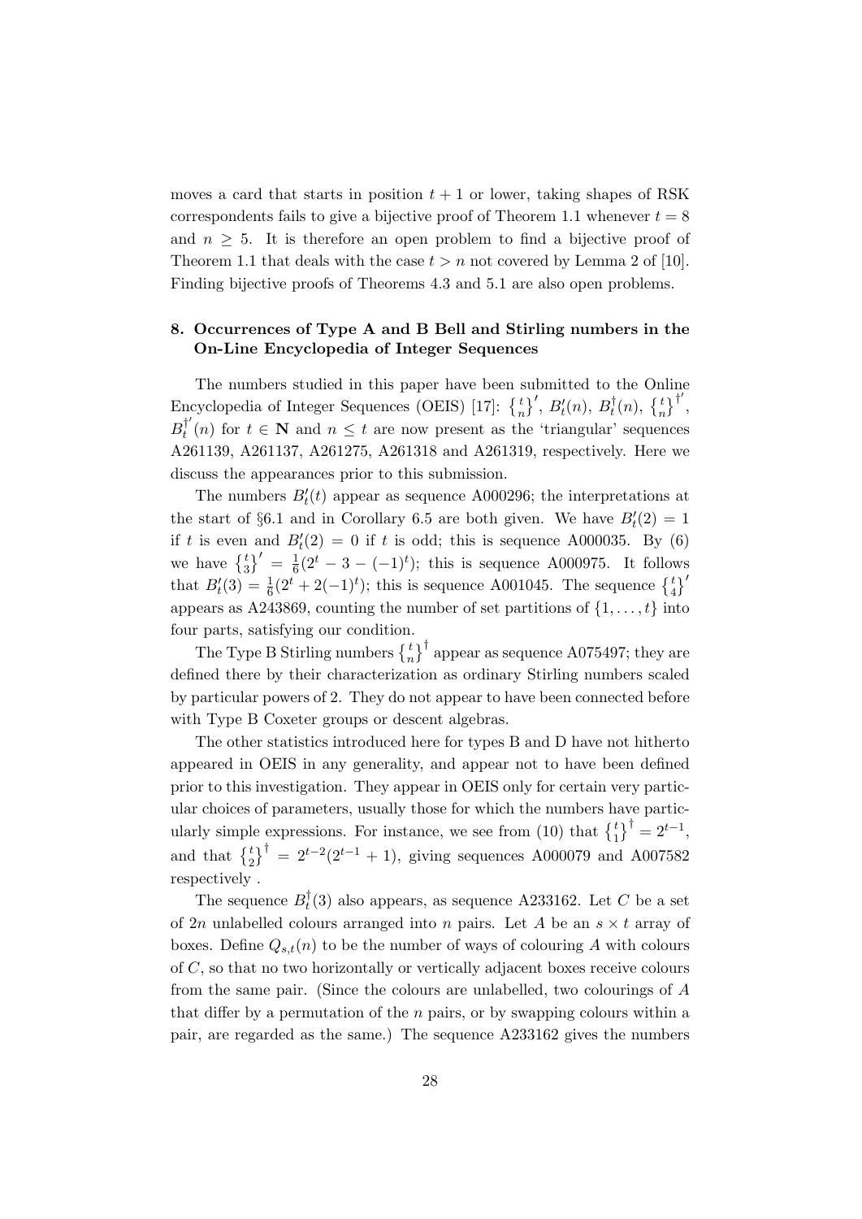moves a card that starts in position $t+1$ or lower, taking shapes of RSK correspondents fails to give a bijective proof of Theorem 1.1 whenever $t = 8$ and $n \geq 5$. It is therefore an open problem to find a bijective proof of Theorem 1.1 that deals with the case $t > n$ not covered by Lemma 2 of [10]. Finding bijective proofs of Theorems 4.3 and 5.1 are also open problems.

## 8. Occurrences of Type A and B Bell and Stirling numbers in the On-Line Encyclopedia of Integer Sequences

The numbers studied in this paper have been submitted to the Online Encyclopedia of Integer Sequences (OEIS) [17]: ${t \brace n}'$, $B'_t(n)$, $B^\dagger_t(n)$, ${t \brace n}^{\dagger'}$, $B^{\dagger'}_t(n)$ for $t \in \mathbf{N}$ and $n \leq t$ are now present as the 'triangular' sequences A261139, A261137, A261275, A261318 and A261319, respectively. Here we discuss the appearances prior to this submission.

The numbers $B'_t(t)$ appear as sequence A000296; the interpretations at the start of §6.1 and in Corollary 6.5 are both given. We have $B'_t(2) = 1$ if $t$ is even and $B'_t(2) = 0$ if $t$ is odd; this is sequence A000035. By (6) we have ${t \brace 3}' = \frac{1}{6}(2^t - 3 - (-1)^t)$; this is sequence A000975. It follows that $B'_t(3) = \frac{1}{6}(2^t + 2(-1)^t)$; this is sequence A001045. The sequence ${t \brace 4}'$ appears as A243869, counting the number of set partitions of $\{1, \ldots, t\}$ into four parts, satisfying our condition.

The Type B Stirling numbers ${t \brace n}^\dagger$ appear as sequence A075497; they are defined there by their characterization as ordinary Stirling numbers scaled by particular powers of 2. They do not appear to have been connected before with Type B Coxeter groups or descent algebras.

The other statistics introduced here for types B and D have not hitherto appeared in OEIS in any generality, and appear not to have been defined prior to this investigation. They appear in OEIS only for certain very particular choices of parameters, usually those for which the numbers have particularly simple expressions. For instance, we see from (10) that ${t \brace 1}^\dagger = 2^{t-1}$, and that ${t \brace 2}^\dagger = 2^{t-2}(2^{t-1}+1)$, giving sequences A000079 and A007582 respectively .

The sequence $B^\dagger_t(3)$ also appears, as sequence A233162. Let $C$ be a set of $2n$ unlabelled colours arranged into $n$ pairs. Let $A$ be an $s \times t$ array of boxes. Define $Q_{s,t}(n)$ to be the number of ways of colouring $A$ with colours of $C$, so that no two horizontally or vertically adjacent boxes receive colours from the same pair. (Since the colours are unlabelled, two colourings of $A$ that differ by a permutation of the $n$ pairs, or by swapping colours within a pair, are regarded as the same.) The sequence A233162 gives the numbers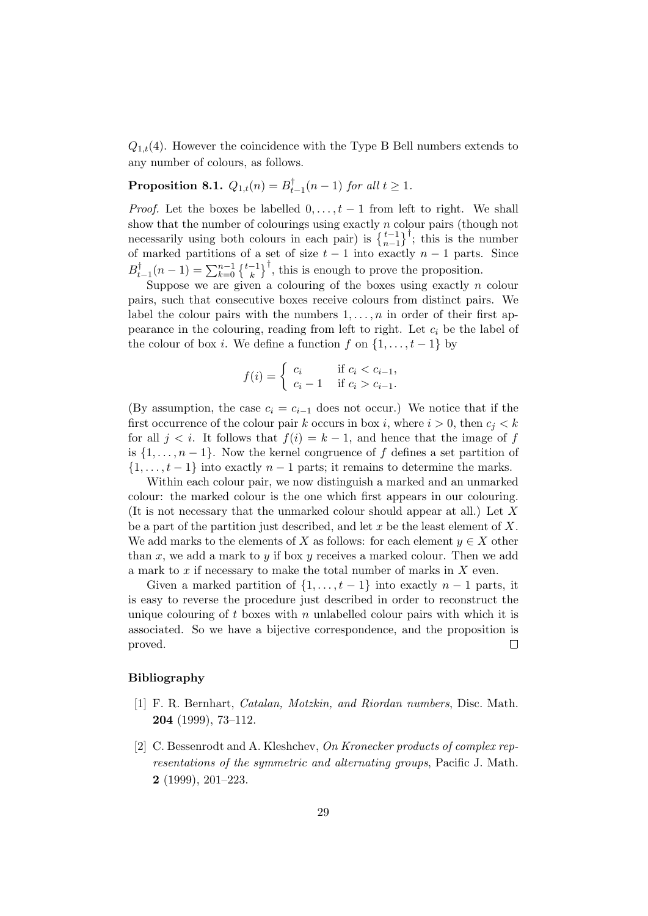$Q_{1,t}(4)$. However the coincidence with the Type B Bell numbers extends to any number of colours, as follows.

**Proposition 8.1.** *$Q_{1,t}(n) = B^{\dagger}_{t-1}(n-1)$ for all $t \geq 1$.*

*Proof.* Let the boxes be labelled $0, \ldots, t-1$ from left to right. We shall show that the number of colourings using exactly $n$ colour pairs (though not necessarily using both colours in each pair) is $\left\{ {t-1 \atop n-1} \right\}^{\dagger}$; this is the number of marked partitions of a set of size $t-1$ into exactly $n-1$ parts. Since $B^{\dagger}_{t-1}(n-1) = \sum_{k=0}^{n-1} \left\{ {t-1 \atop k} \right\}^{\dagger}$, this is enough to prove the proposition.

Suppose we are given a colouring of the boxes using exactly $n$ colour pairs, such that consecutive boxes receive colours from distinct pairs. We label the colour pairs with the numbers $1, \ldots, n$ in order of their first appearance in the colouring, reading from left to right. Let $c_i$ be the label of the colour of box $i$. We define a function $f$ on $\{1, \ldots, t-1\}$ by

$$f(i) = \begin{cases} c_i & \text{if } c_i < c_{i-1}, \\ c_i - 1 & \text{if } c_i > c_{i-1}. \end{cases}$$

(By assumption, the case $c_i = c_{i-1}$ does not occur.) We notice that if the first occurrence of the colour pair $k$ occurs in box $i$, where $i > 0$, then $c_j < k$ for all $j < i$. It follows that $f(i) = k - 1$, and hence that the image of $f$ is $\{1, \ldots, n-1\}$. Now the kernel congruence of $f$ defines a set partition of $\{1, \ldots, t-1\}$ into exactly $n-1$ parts; it remains to determine the marks.

Within each colour pair, we now distinguish a marked and an unmarked colour: the marked colour is the one which first appears in our colouring. (It is not necessary that the unmarked colour should appear at all.) Let $X$ be a part of the partition just described, and let $x$ be the least element of $X$. We add marks to the elements of $X$ as follows: for each element $y \in X$ other than $x$, we add a mark to $y$ if box $y$ receives a marked colour. Then we add a mark to $x$ if necessary to make the total number of marks in $X$ even.

Given a marked partition of $\{1, \ldots, t-1\}$ into exactly $n-1$ parts, it is easy to reverse the procedure just described in order to reconstruct the unique colouring of $t$ boxes with $n$ unlabelled colour pairs with which it is associated. So we have a bijective correspondence, and the proposition is proved. $\square$

## Bibliography

[1] F. R. Bernhart, *Catalan, Motzkin, and Riordan numbers*, Disc. Math. **204** (1999), 73–112.

[2] C. Bessenrodt and A. Kleshchev, *On Kronecker products of complex representations of the symmetric and alternating groups*, Pacific J. Math. **2** (1999), 201–223.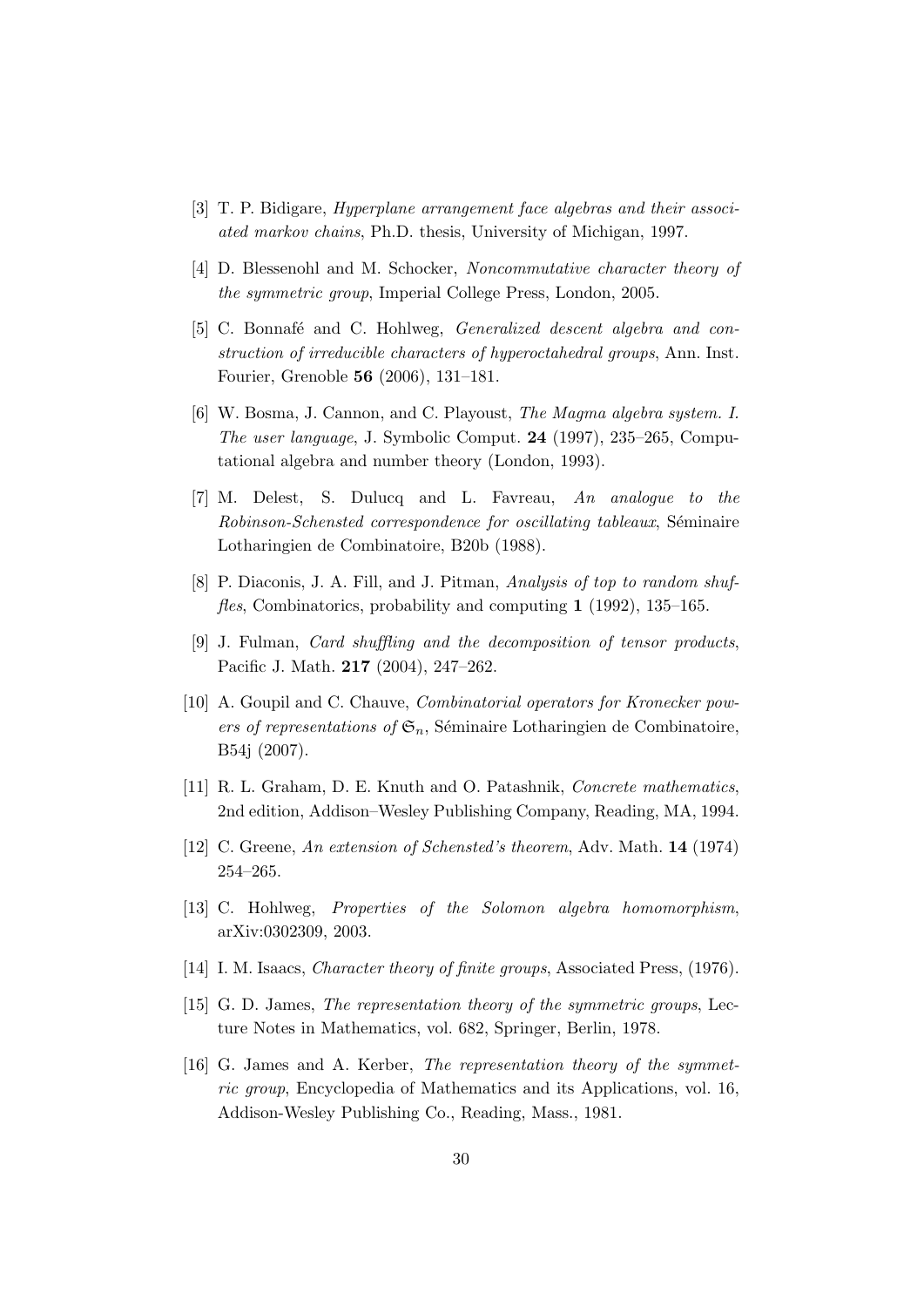[3] T. P. Bidigare, *Hyperplane arrangement face algebras and their associated markov chains*, Ph.D. thesis, University of Michigan, 1997.

[4] D. Blessenohl and M. Schocker, *Noncommutative character theory of the symmetric group*, Imperial College Press, London, 2005.

[5] C. Bonnafé and C. Hohlweg, *Generalized descent algebra and construction of irreducible characters of hyperoctahedral groups*, Ann. Inst. Fourier, Grenoble **56** (2006), 131–181.

[6] W. Bosma, J. Cannon, and C. Playoust, *The Magma algebra system. I. The user language*, J. Symbolic Comput. **24** (1997), 235–265, Computational algebra and number theory (London, 1993).

[7] M. Delest, S. Dulucq and L. Favreau, *An analogue to the Robinson-Schensted correspondence for oscillating tableaux*, Séminaire Lotharingien de Combinatoire, B20b (1988).

[8] P. Diaconis, J. A. Fill, and J. Pitman, *Analysis of top to random shuffles*, Combinatorics, probability and computing **1** (1992), 135–165.

[9] J. Fulman, *Card shuffling and the decomposition of tensor products*, Pacific J. Math. **217** (2004), 247–262.

[10] A. Goupil and C. Chauve, *Combinatorial operators for Kronecker powers of representations of $\mathfrak{S}_n$*, Séminaire Lotharingien de Combinatoire, B54j (2007).

[11] R. L. Graham, D. E. Knuth and O. Patashnik, *Concrete mathematics*, 2nd edition, Addison–Wesley Publishing Company, Reading, MA, 1994.

[12] C. Greene, *An extension of Schensted's theorem*, Adv. Math. **14** (1974) 254–265.

[13] C. Hohlweg, *Properties of the Solomon algebra homomorphism*, arXiv:0302309, 2003.

[14] I. M. Isaacs, *Character theory of finite groups*, Associated Press, (1976).

[15] G. D. James, *The representation theory of the symmetric groups*, Lecture Notes in Mathematics, vol. 682, Springer, Berlin, 1978.

[16] G. James and A. Kerber, *The representation theory of the symmetric group*, Encyclopedia of Mathematics and its Applications, vol. 16, Addison-Wesley Publishing Co., Reading, Mass., 1981.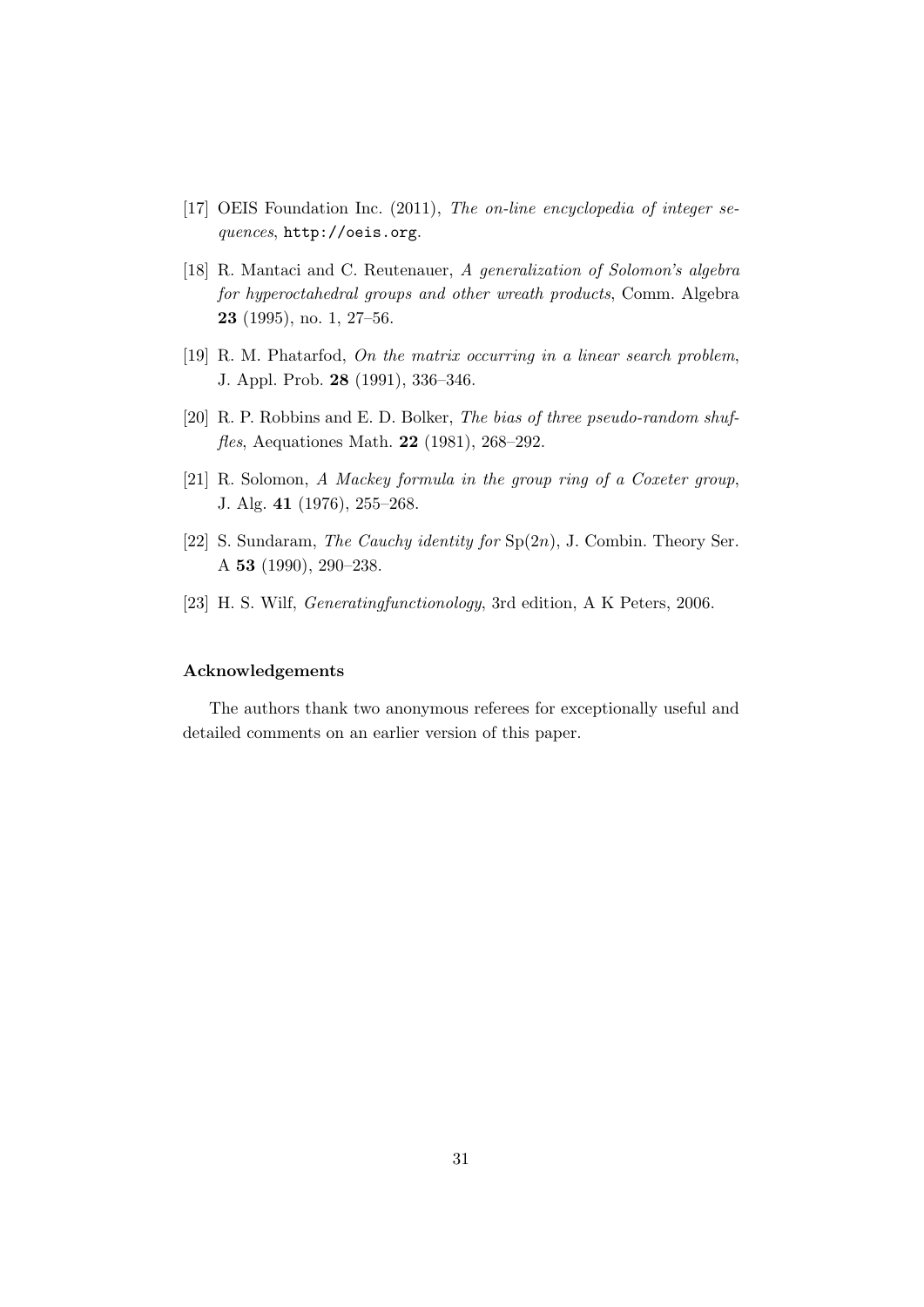[17] OEIS Foundation Inc. (2011), *The on-line encyclopedia of integer sequences*, `http://oeis.org`.

[18] R. Mantaci and C. Reutenauer, *A generalization of Solomon's algebra for hyperoctahedral groups and other wreath products*, Comm. Algebra **23** (1995), no. 1, 27–56.

[19] R. M. Phatarfod, *On the matrix occurring in a linear search problem*, J. Appl. Prob. **28** (1991), 336–346.

[20] R. P. Robbins and E. D. Bolker, *The bias of three pseudo-random shuffles*, Aequationes Math. **22** (1981), 268–292.

[21] R. Solomon, *A Mackey formula in the group ring of a Coxeter group*, J. Alg. **41** (1976), 255–268.

[22] S. Sundaram, *The Cauchy identity for* $\mathrm{Sp}(2n)$, J. Combin. Theory Ser. A **53** (1990), 290–238.

[23] H. S. Wilf, *Generatingfunctionology*, 3rd edition, A K Peters, 2006.

#### Acknowledgements

The authors thank two anonymous referees for exceptionally useful and detailed comments on an earlier version of this paper.